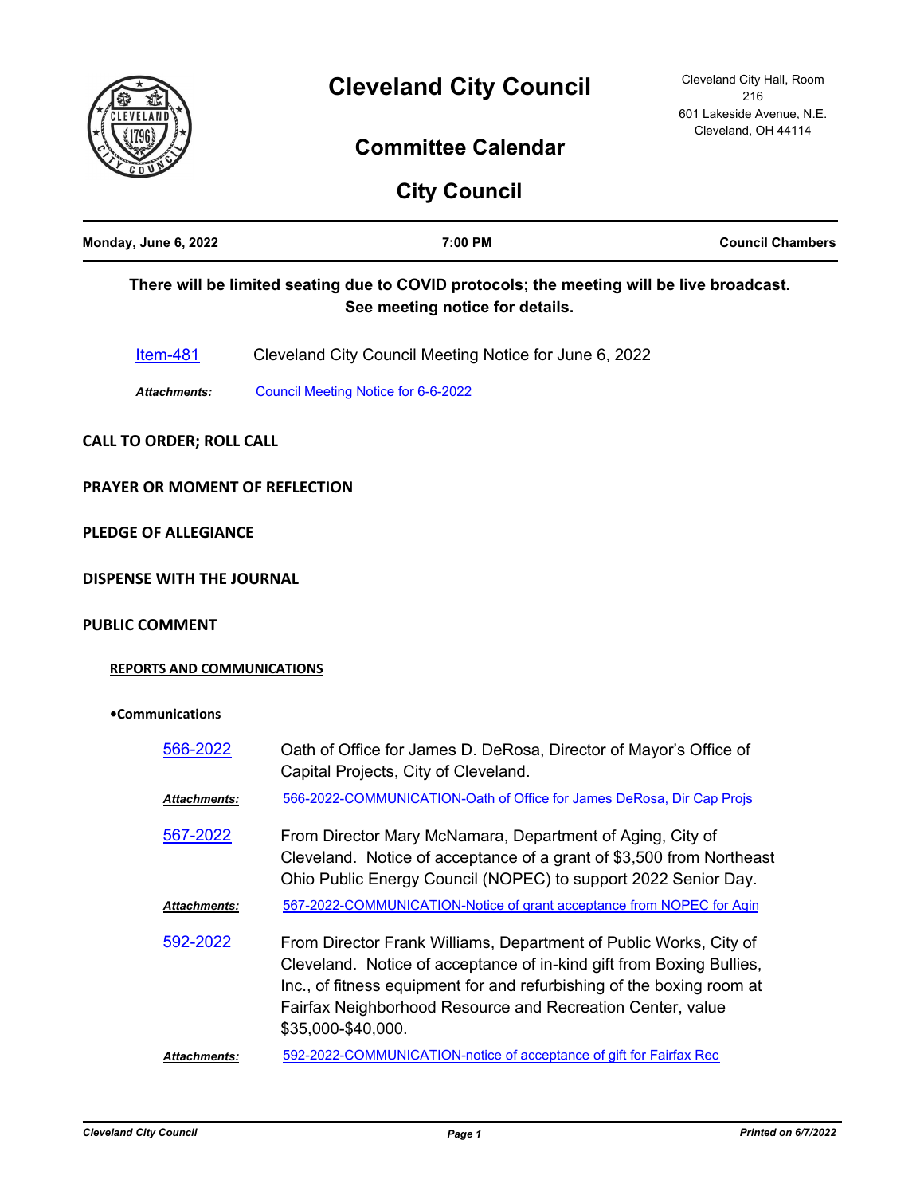# Cleveland City Council

Cleveland City Hall, Room 216
601 Lakeside Avenue, N.E.
Cleveland, OH 44114

## Committee Calendar

## City Council

| Monday, June 6, 2022 | 7:00 PM | Council Chambers |
|---|---|---|

**There will be limited seating due to COVID protocols; the meeting will be live broadcast. See meeting notice for details.**

Item-481 Cleveland City Council Meeting Notice for June 6, 2022

*Attachments:* Council Meeting Notice for 6-6-2022

**CALL TO ORDER; ROLL CALL**

**PRAYER OR MOMENT OF REFLECTION**

**PLEDGE OF ALLEGIANCE**

**DISPENSE WITH THE JOURNAL**

**PUBLIC COMMENT**

**REPORTS AND COMMUNICATIONS**

**•Communications**

566-2022 Oath of Office for James D. DeRosa, Director of Mayor's Office of Capital Projects, City of Cleveland.

*Attachments:* 566-2022-COMMUNICATION-Oath of Office for James DeRosa, Dir Cap Projs

567-2022 From Director Mary McNamara, Department of Aging, City of Cleveland. Notice of acceptance of a grant of $3,500 from Northeast Ohio Public Energy Council (NOPEC) to support 2022 Senior Day.

*Attachments:* 567-2022-COMMUNICATION-Notice of grant acceptance from NOPEC for Agin

592-2022 From Director Frank Williams, Department of Public Works, City of Cleveland. Notice of acceptance of in-kind gift from Boxing Bullies, Inc., of fitness equipment for and refurbishing of the boxing room at Fairfax Neighborhood Resource and Recreation Center, value $35,000-$40,000.

*Attachments:* 592-2022-COMMUNICATION-notice of acceptance of gift for Fairfax Rec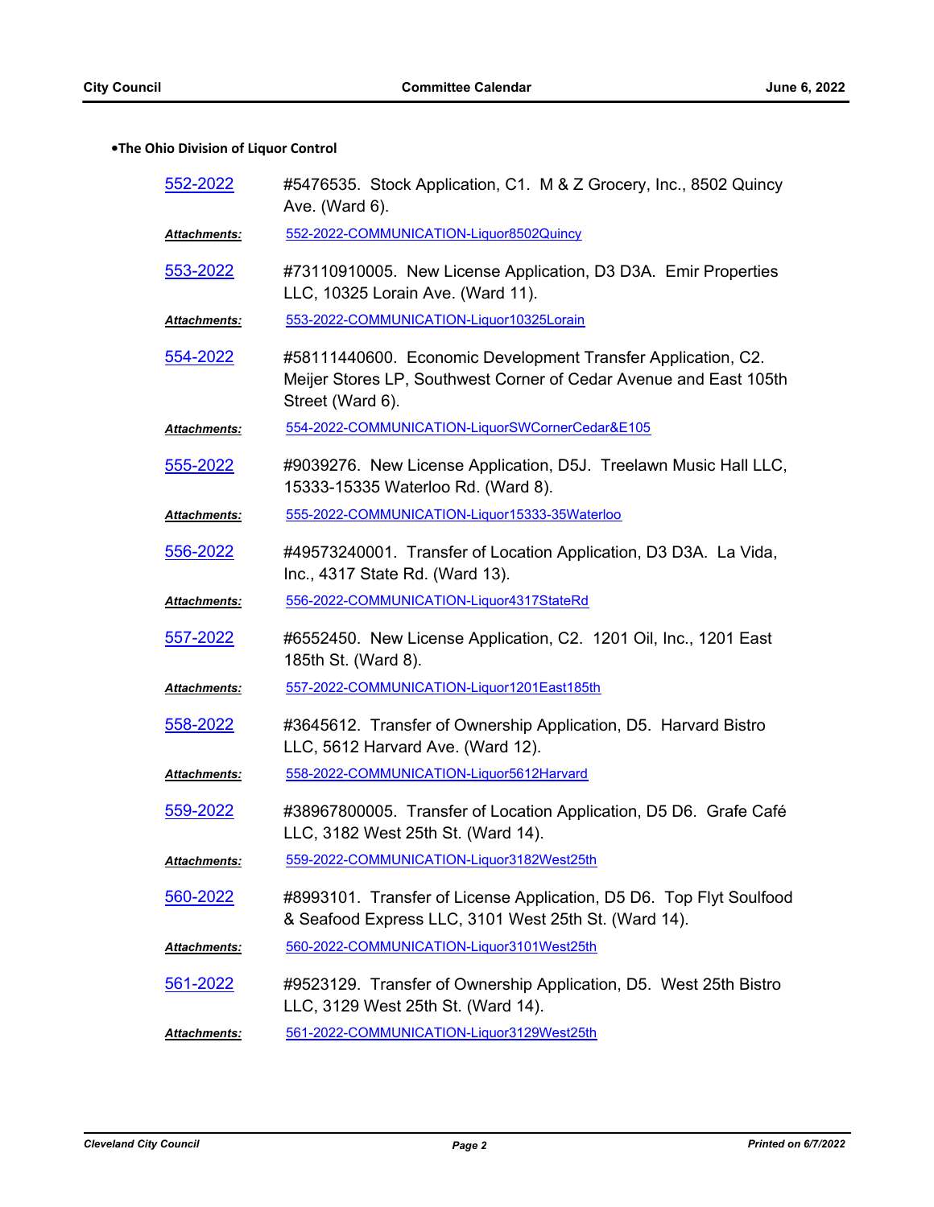**•The Ohio Division of Liquor Control**

552-2022 — #5476535. Stock Application, C1. M & Z Grocery, Inc., 8502 Quincy Ave. (Ward 6).

***Attachments:*** 552-2022-COMMUNICATION-Liquor8502Quincy

553-2022 — #73110910005. New License Application, D3 D3A. Emir Properties LLC, 10325 Lorain Ave. (Ward 11).

***Attachments:*** 553-2022-COMMUNICATION-Liquor10325Lorain

554-2022 — #58111440600. Economic Development Transfer Application, C2. Meijer Stores LP, Southwest Corner of Cedar Avenue and East 105th Street (Ward 6).

***Attachments:*** 554-2022-COMMUNICATION-LiquorSWCornerCedar&E105

555-2022 — #9039276. New License Application, D5J. Treelawn Music Hall LLC, 15333-15335 Waterloo Rd. (Ward 8).

***Attachments:*** 555-2022-COMMUNICATION-Liquor15333-35Waterloo

556-2022 — #49573240001. Transfer of Location Application, D3 D3A. La Vida, Inc., 4317 State Rd. (Ward 13).

***Attachments:*** 556-2022-COMMUNICATION-Liquor4317StateRd

557-2022 — #6552450. New License Application, C2. 1201 Oil, Inc., 1201 East 185th St. (Ward 8).

***Attachments:*** 557-2022-COMMUNICATION-Liquor1201East185th

558-2022 — #3645612. Transfer of Ownership Application, D5. Harvard Bistro LLC, 5612 Harvard Ave. (Ward 12).

***Attachments:*** 558-2022-COMMUNICATION-Liquor5612Harvard

559-2022 — #38967800005. Transfer of Location Application, D5 D6. Grafe Café LLC, 3182 West 25th St. (Ward 14).

***Attachments:*** 559-2022-COMMUNICATION-Liquor3182West25th

560-2022 — #8993101. Transfer of License Application, D5 D6. Top Flyt Soulfood & Seafood Express LLC, 3101 West 25th St. (Ward 14).

***Attachments:*** 560-2022-COMMUNICATION-Liquor3101West25th

561-2022 — #9523129. Transfer of Ownership Application, D5. West 25th Bistro LLC, 3129 West 25th St. (Ward 14).

***Attachments:*** 561-2022-COMMUNICATION-Liquor3129West25th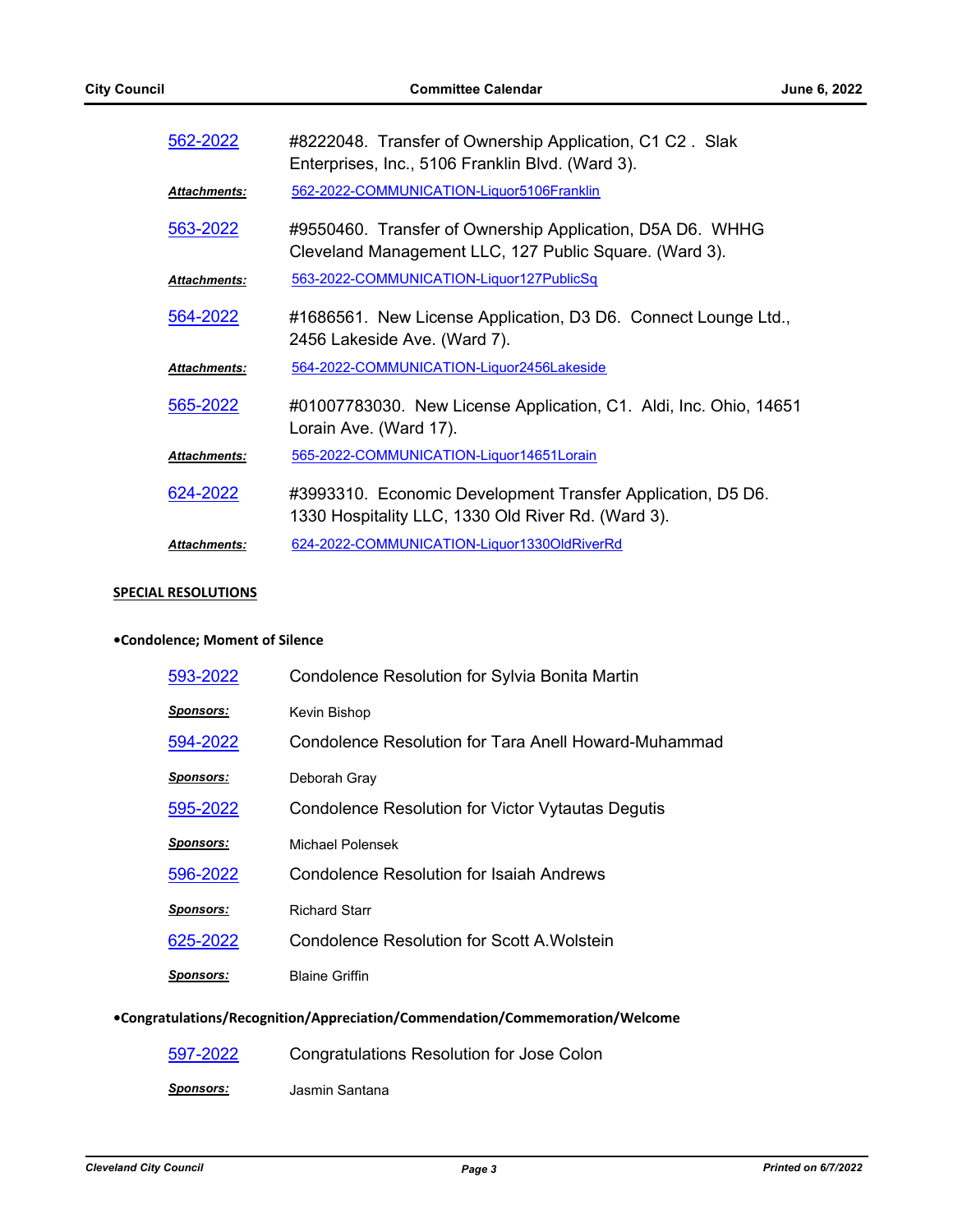562-2022 #8222048. Transfer of Ownership Application, C1 C2 . Slak Enterprises, Inc., 5106 Franklin Blvd. (Ward 3).

***Attachments:*** 562-2022-COMMUNICATION-Liquor5106Franklin

563-2022 #9550460. Transfer of Ownership Application, D5A D6. WHHG Cleveland Management LLC, 127 Public Square. (Ward 3).

***Attachments:*** 563-2022-COMMUNICATION-Liquor127PublicSq

564-2022 #1686561. New License Application, D3 D6. Connect Lounge Ltd., 2456 Lakeside Ave. (Ward 7).

***Attachments:*** 564-2022-COMMUNICATION-Liquor2456Lakeside

565-2022 #01007783030. New License Application, C1. Aldi, Inc. Ohio, 14651 Lorain Ave. (Ward 17).

***Attachments:*** 565-2022-COMMUNICATION-Liquor14651Lorain

624-2022 #3993310. Economic Development Transfer Application, D5 D6. 1330 Hospitality LLC, 1330 Old River Rd. (Ward 3).

***Attachments:*** 624-2022-COMMUNICATION-Liquor1330OldRiverRd

## SPECIAL RESOLUTIONS

### •Condolence; Moment of Silence

593-2022 Condolence Resolution for Sylvia Bonita Martin

***Sponsors:*** Kevin Bishop

594-2022 Condolence Resolution for Tara Anell Howard-Muhammad

***Sponsors:*** Deborah Gray

595-2022 Condolence Resolution for Victor Vytautas Degutis

***Sponsors:*** Michael Polensek

596-2022 Condolence Resolution for Isaiah Andrews

***Sponsors:*** Richard Starr

625-2022 Condolence Resolution for Scott A.Wolstein

***Sponsors:*** Blaine Griffin

### •Congratulations/Recognition/Appreciation/Commendation/Commemoration/Welcome

597-2022 Congratulations Resolution for Jose Colon

***Sponsors:*** Jasmin Santana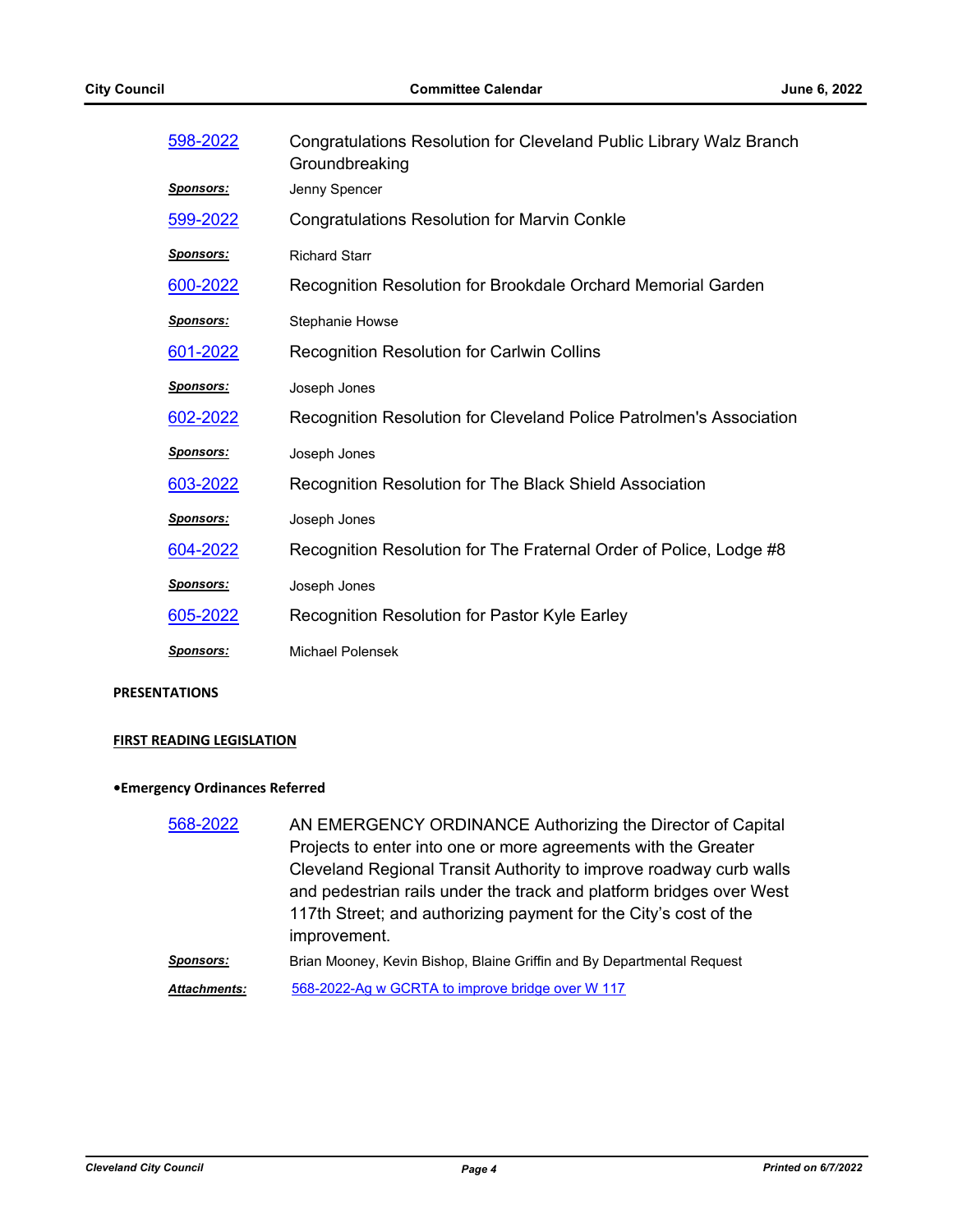598-2022 Congratulations Resolution for Cleveland Public Library Walz Branch Groundbreaking

***Sponsors:*** Jenny Spencer

599-2022 Congratulations Resolution for Marvin Conkle

***Sponsors:*** Richard Starr

600-2022 Recognition Resolution for Brookdale Orchard Memorial Garden

***Sponsors:*** Stephanie Howse

601-2022 Recognition Resolution for Carlwin Collins

***Sponsors:*** Joseph Jones

602-2022 Recognition Resolution for Cleveland Police Patrolmen's Association

***Sponsors:*** Joseph Jones

603-2022 Recognition Resolution for The Black Shield Association

***Sponsors:*** Joseph Jones

604-2022 Recognition Resolution for The Fraternal Order of Police, Lodge #8

***Sponsors:*** Joseph Jones

605-2022 Recognition Resolution for Pastor Kyle Earley

***Sponsors:*** Michael Polensek

**PRESENTATIONS**

**FIRST READING LEGISLATION**

**•Emergency Ordinances Referred**

568-2022 AN EMERGENCY ORDINANCE Authorizing the Director of Capital Projects to enter into one or more agreements with the Greater Cleveland Regional Transit Authority to improve roadway curb walls and pedestrian rails under the track and platform bridges over West 117th Street; and authorizing payment for the City's cost of the improvement.

***Sponsors:*** Brian Mooney, Kevin Bishop, Blaine Griffin and By Departmental Request

***Attachments:*** 568-2022-Ag w GCRTA to improve bridge over W 117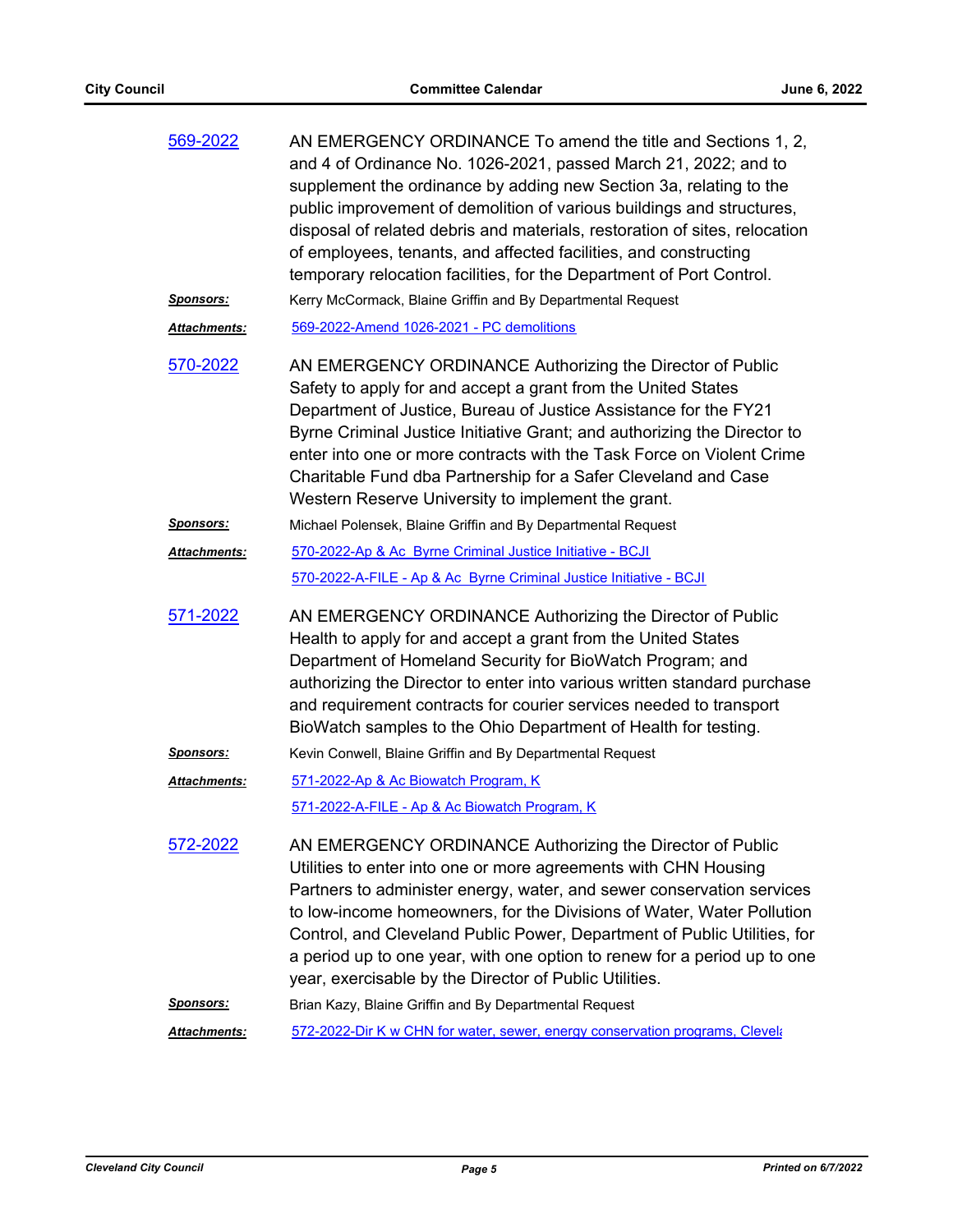**569-2022** AN EMERGENCY ORDINANCE To amend the title and Sections 1, 2, and 4 of Ordinance No. 1026-2021, passed March 21, 2022; and to supplement the ordinance by adding new Section 3a, relating to the public improvement of demolition of various buildings and structures, disposal of related debris and materials, restoration of sites, relocation of employees, tenants, and affected facilities, and constructing temporary relocation facilities, for the Department of Port Control.

***Sponsors:*** Kerry McCormack, Blaine Griffin and By Departmental Request

***Attachments:*** 569-2022-Amend 1026-2021 - PC demolitions

**570-2022** AN EMERGENCY ORDINANCE Authorizing the Director of Public Safety to apply for and accept a grant from the United States Department of Justice, Bureau of Justice Assistance for the FY21 Byrne Criminal Justice Initiative Grant; and authorizing the Director to enter into one or more contracts with the Task Force on Violent Crime Charitable Fund dba Partnership for a Safer Cleveland and Case Western Reserve University to implement the grant.

***Sponsors:*** Michael Polensek, Blaine Griffin and By Departmental Request

***Attachments:*** 570-2022-Ap & Ac Byrne Criminal Justice Initiative - BCJI

570-2022-A-FILE - Ap & Ac Byrne Criminal Justice Initiative - BCJI

**571-2022** AN EMERGENCY ORDINANCE Authorizing the Director of Public Health to apply for and accept a grant from the United States Department of Homeland Security for BioWatch Program; and authorizing the Director to enter into various written standard purchase and requirement contracts for courier services needed to transport BioWatch samples to the Ohio Department of Health for testing.

***Sponsors:*** Kevin Conwell, Blaine Griffin and By Departmental Request

***Attachments:*** 571-2022-Ap & Ac Biowatch Program, K

571-2022-A-FILE - Ap & Ac Biowatch Program, K

**572-2022** AN EMERGENCY ORDINANCE Authorizing the Director of Public Utilities to enter into one or more agreements with CHN Housing Partners to administer energy, water, and sewer conservation services to low-income homeowners, for the Divisions of Water, Water Pollution Control, and Cleveland Public Power, Department of Public Utilities, for a period up to one year, with one option to renew for a period up to one year, exercisable by the Director of Public Utilities.

***Sponsors:*** Brian Kazy, Blaine Griffin and By Departmental Request

***Attachments:*** 572-2022-Dir K w CHN for water, sewer, energy conservation programs, Clevela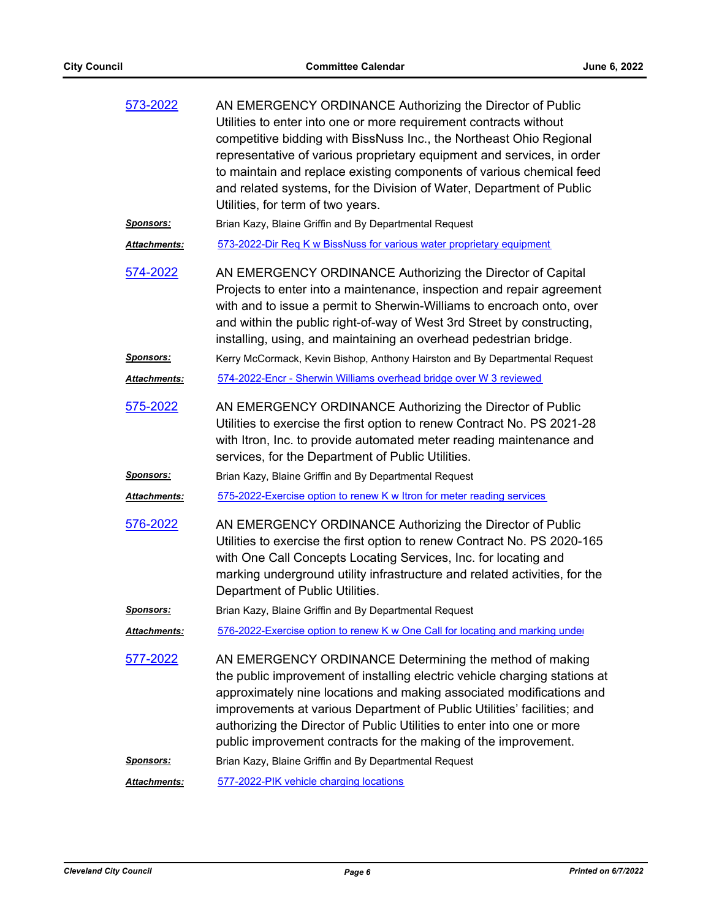**573-2022**

AN EMERGENCY ORDINANCE Authorizing the Director of Public Utilities to enter into one or more requirement contracts without competitive bidding with BissNuss Inc., the Northeast Ohio Regional representative of various proprietary equipment and services, in order to maintain and replace existing components of various chemical feed and related systems, for the Division of Water, Department of Public Utilities, for term of two years.

***Sponsors:*** Brian Kazy, Blaine Griffin and By Departmental Request

***Attachments:*** 573-2022-Dir Req K w BissNuss for various water proprietary equipment

**574-2022**

AN EMERGENCY ORDINANCE Authorizing the Director of Capital Projects to enter into a maintenance, inspection and repair agreement with and to issue a permit to Sherwin-Williams to encroach onto, over and within the public right-of-way of West 3rd Street by constructing, installing, using, and maintaining an overhead pedestrian bridge.

***Sponsors:*** Kerry McCormack, Kevin Bishop, Anthony Hairston and By Departmental Request

***Attachments:*** 574-2022-Encr - Sherwin Williams overhead bridge over W 3 reviewed

**575-2022**

AN EMERGENCY ORDINANCE Authorizing the Director of Public Utilities to exercise the first option to renew Contract No. PS 2021-28 with Itron, Inc. to provide automated meter reading maintenance and services, for the Department of Public Utilities.

***Sponsors:*** Brian Kazy, Blaine Griffin and By Departmental Request

***Attachments:*** 575-2022-Exercise option to renew K w Itron for meter reading services

**576-2022**

AN EMERGENCY ORDINANCE Authorizing the Director of Public Utilities to exercise the first option to renew Contract No. PS 2020-165 with One Call Concepts Locating Services, Inc. for locating and marking underground utility infrastructure and related activities, for the Department of Public Utilities.

***Sponsors:*** Brian Kazy, Blaine Griffin and By Departmental Request

***Attachments:*** 576-2022-Exercise option to renew K w One Call for locating and marking under

**577-2022**

AN EMERGENCY ORDINANCE Determining the method of making the public improvement of installing electric vehicle charging stations at approximately nine locations and making associated modifications and improvements at various Department of Public Utilities' facilities; and authorizing the Director of Public Utilities to enter into one or more public improvement contracts for the making of the improvement.

***Sponsors:*** Brian Kazy, Blaine Griffin and By Departmental Request

***Attachments:*** 577-2022-PIK vehicle charging locations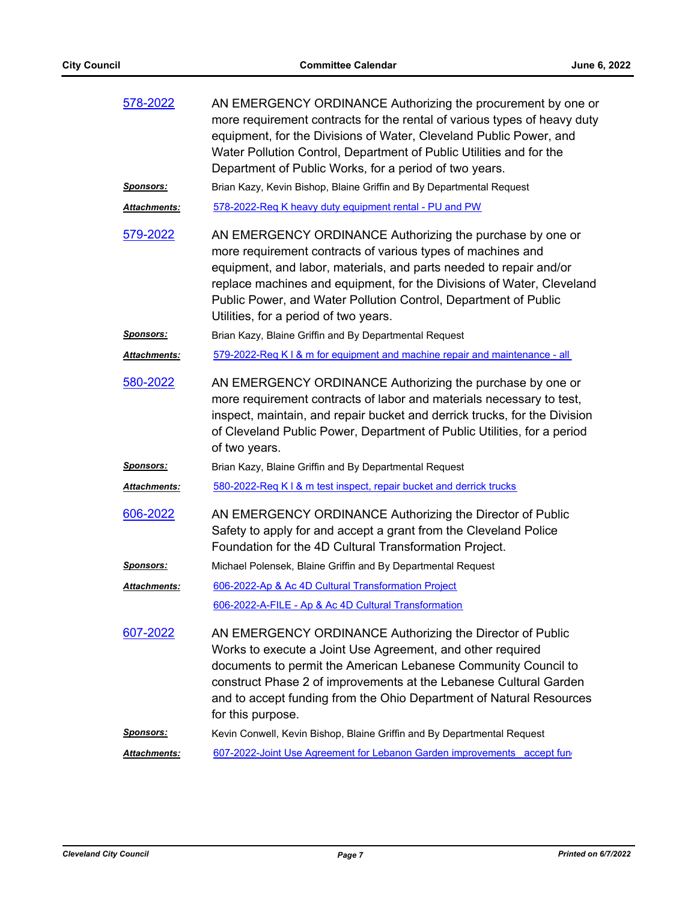[578-2022]

AN EMERGENCY ORDINANCE Authorizing the procurement by one or more requirement contracts for the rental of various types of heavy duty equipment, for the Divisions of Water, Cleveland Public Power, and Water Pollution Control, Department of Public Utilities and for the Department of Public Works, for a period of two years.

***Sponsors:*** Brian Kazy, Kevin Bishop, Blaine Griffin and By Departmental Request

***Attachments:*** 578-2022-Req K heavy duty equipment rental - PU and PW

[579-2022]

AN EMERGENCY ORDINANCE Authorizing the purchase by one or more requirement contracts of various types of machines and equipment, and labor, materials, and parts needed to repair and/or replace machines and equipment, for the Divisions of Water, Cleveland Public Power, and Water Pollution Control, Department of Public Utilities, for a period of two years.

***Sponsors:*** Brian Kazy, Blaine Griffin and By Departmental Request

***Attachments:*** 579-2022-Req K l & m for equipment and machine repair and maintenance - all

[580-2022]

AN EMERGENCY ORDINANCE Authorizing the purchase by one or more requirement contracts of labor and materials necessary to test, inspect, maintain, and repair bucket and derrick trucks, for the Division of Cleveland Public Power, Department of Public Utilities, for a period of two years.

***Sponsors:*** Brian Kazy, Blaine Griffin and By Departmental Request

***Attachments:*** 580-2022-Req K l & m test inspect, repair bucket and derrick trucks

[606-2022]

AN EMERGENCY ORDINANCE Authorizing the Director of Public Safety to apply for and accept a grant from the Cleveland Police Foundation for the 4D Cultural Transformation Project.

***Sponsors:*** Michael Polensek, Blaine Griffin and By Departmental Request

***Attachments:*** 606-2022-Ap & Ac 4D Cultural Transformation Project

606-2022-A-FILE - Ap & Ac 4D Cultural Transformation

[607-2022]

AN EMERGENCY ORDINANCE Authorizing the Director of Public Works to execute a Joint Use Agreement, and other required documents to permit the American Lebanese Community Council to construct Phase 2 of improvements at the Lebanese Cultural Garden and to accept funding from the Ohio Department of Natural Resources for this purpose.

***Sponsors:*** Kevin Conwell, Kevin Bishop, Blaine Griffin and By Departmental Request

***Attachments:*** 607-2022-Joint Use Agreement for Lebanon Garden improvements accept fun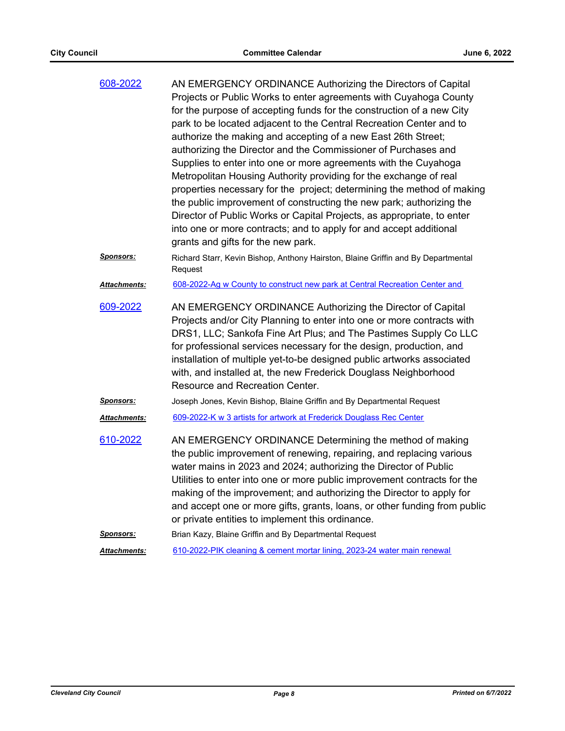[608-2022](608-2022)

AN EMERGENCY ORDINANCE Authorizing the Directors of Capital Projects or Public Works to enter agreements with Cuyahoga County for the purpose of accepting funds for the construction of a new City park to be located adjacent to the Central Recreation Center and to authorize the making and accepting of a new East 26th Street; authorizing the Director and the Commissioner of Purchases and Supplies to enter into one or more agreements with the Cuyahoga Metropolitan Housing Authority providing for the exchange of real properties necessary for the project; determining the method of making the public improvement of constructing the new park; authorizing the Director of Public Works or Capital Projects, as appropriate, to enter into one or more contracts; and to apply for and accept additional grants and gifts for the new park.

***Sponsors:*** Richard Starr, Kevin Bishop, Anthony Hairston, Blaine Griffin and By Departmental Request

***Attachments:*** 608-2022-Ag w County to construct new park at Central Recreation Center and

[609-2022](609-2022)

AN EMERGENCY ORDINANCE Authorizing the Director of Capital Projects and/or City Planning to enter into one or more contracts with DRS1, LLC; Sankofa Fine Art Plus; and The Pastimes Supply Co LLC for professional services necessary for the design, production, and installation of multiple yet-to-be designed public artworks associated with, and installed at, the new Frederick Douglass Neighborhood Resource and Recreation Center.

***Sponsors:*** Joseph Jones, Kevin Bishop, Blaine Griffin and By Departmental Request

***Attachments:*** 609-2022-K w 3 artists for artwork at Frederick Douglass Rec Center

[610-2022](610-2022)

AN EMERGENCY ORDINANCE Determining the method of making the public improvement of renewing, repairing, and replacing various water mains in 2023 and 2024; authorizing the Director of Public Utilities to enter into one or more public improvement contracts for the making of the improvement; and authorizing the Director to apply for and accept one or more gifts, grants, loans, or other funding from public or private entities to implement this ordinance.

***Sponsors:*** Brian Kazy, Blaine Griffin and By Departmental Request

***Attachments:*** 610-2022-PIK cleaning & cement mortar lining, 2023-24 water main renewal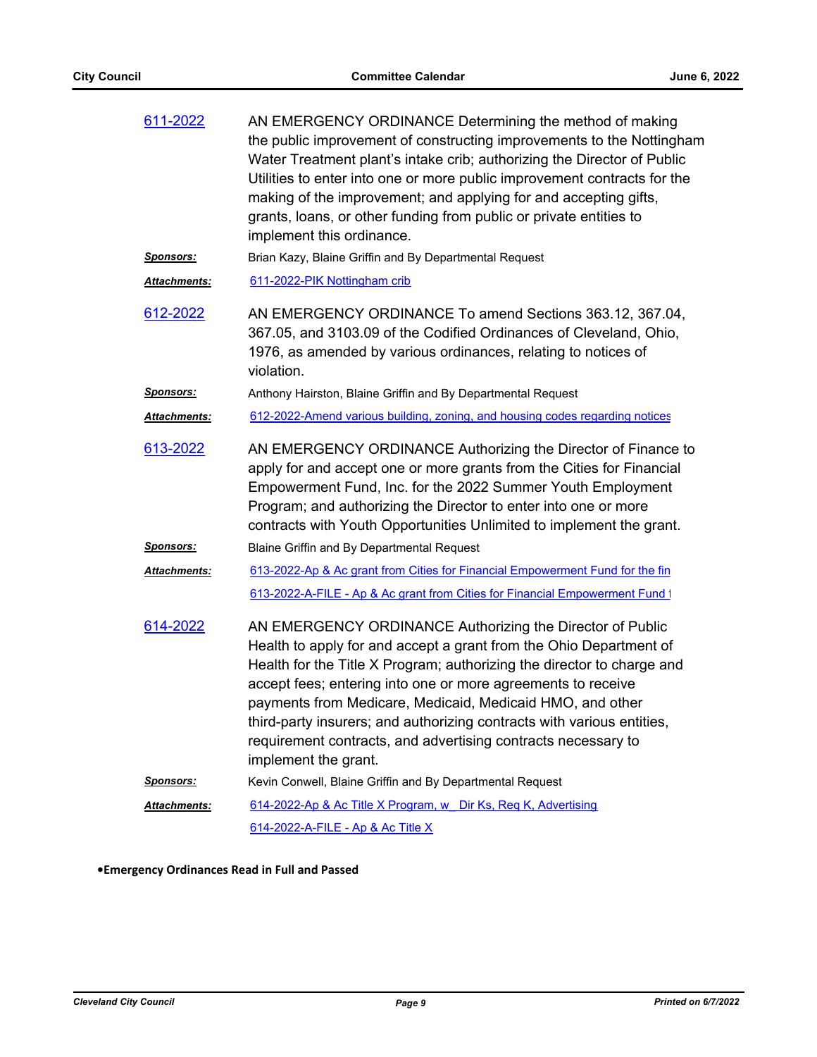**611-2022** AN EMERGENCY ORDINANCE Determining the method of making the public improvement of constructing improvements to the Nottingham Water Treatment plant's intake crib; authorizing the Director of Public Utilities to enter into one or more public improvement contracts for the making of the improvement; and applying for and accepting gifts, grants, loans, or other funding from public or private entities to implement this ordinance.

***Sponsors:*** Brian Kazy, Blaine Griffin and By Departmental Request

***Attachments:*** 611-2022-PIK Nottingham crib

**612-2022** AN EMERGENCY ORDINANCE To amend Sections 363.12, 367.04, 367.05, and 3103.09 of the Codified Ordinances of Cleveland, Ohio, 1976, as amended by various ordinances, relating to notices of violation.

***Sponsors:*** Anthony Hairston, Blaine Griffin and By Departmental Request

***Attachments:*** 612-2022-Amend various building, zoning, and housing codes regarding notices

**613-2022** AN EMERGENCY ORDINANCE Authorizing the Director of Finance to apply for and accept one or more grants from the Cities for Financial Empowerment Fund, Inc. for the 2022 Summer Youth Employment Program; and authorizing the Director to enter into one or more contracts with Youth Opportunities Unlimited to implement the grant.

***Sponsors:*** Blaine Griffin and By Departmental Request

***Attachments:*** 613-2022-Ap & Ac grant from Cities for Financial Empowerment Fund for the fin
613-2022-A-FILE - Ap & Ac grant from Cities for Financial Empowerment Fund t

**614-2022** AN EMERGENCY ORDINANCE Authorizing the Director of Public Health to apply for and accept a grant from the Ohio Department of Health for the Title X Program; authorizing the director to charge and accept fees; entering into one or more agreements to receive payments from Medicare, Medicaid, Medicaid HMO, and other third-party insurers; and authorizing contracts with various entities, requirement contracts, and advertising contracts necessary to implement the grant.

***Sponsors:*** Kevin Conwell, Blaine Griffin and By Departmental Request

***Attachments:*** 614-2022-Ap & Ac Title X Program, w_ Dir Ks, Req K, Advertising
614-2022-A-FILE - Ap & Ac Title X

- **Emergency Ordinances Read in Full and Passed**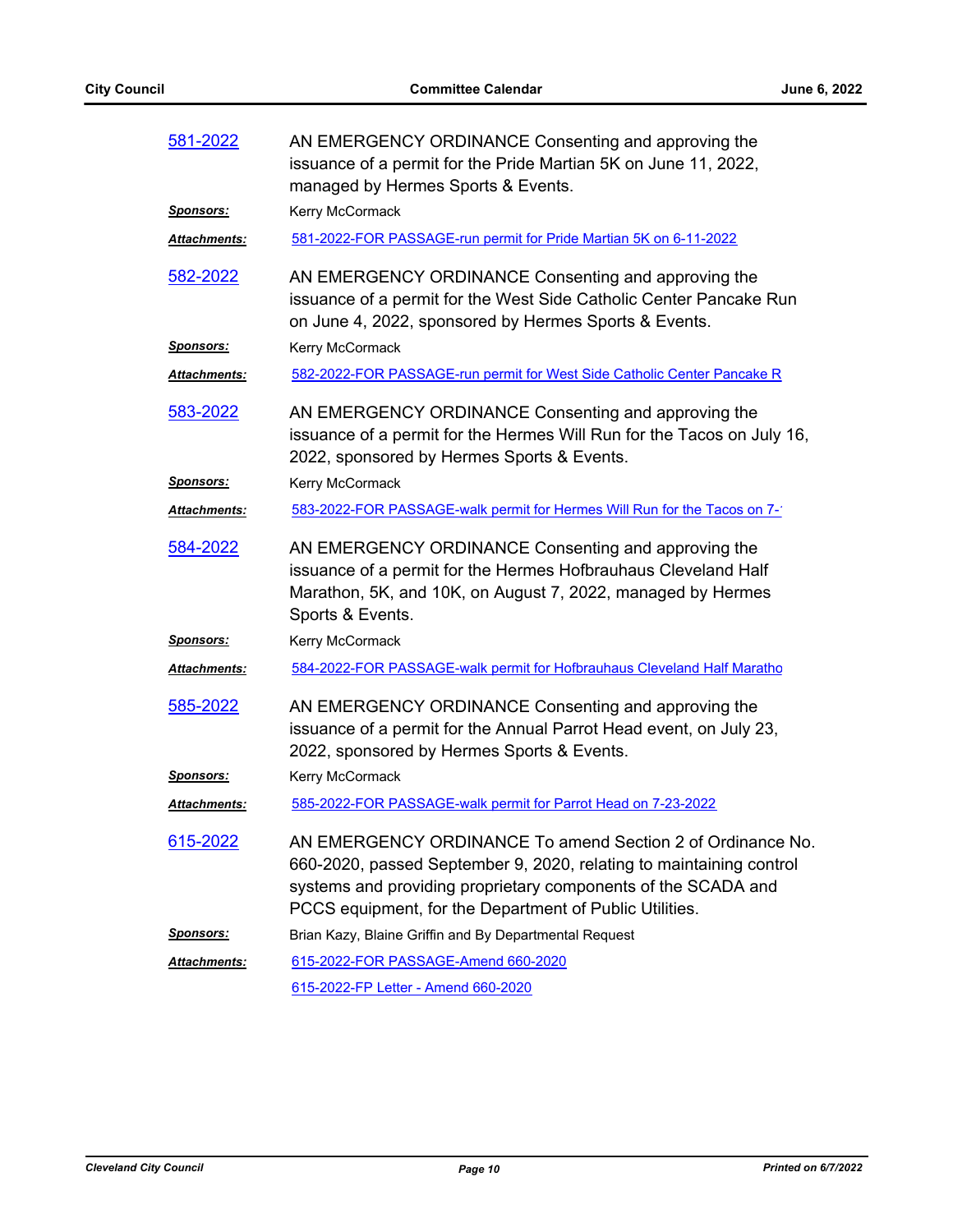581-2022 AN EMERGENCY ORDINANCE Consenting and approving the issuance of a permit for the Pride Martian 5K on June 11, 2022, managed by Hermes Sports & Events.

***Sponsors:*** Kerry McCormack

***Attachments:*** 581-2022-FOR PASSAGE-run permit for Pride Martian 5K on 6-11-2022

582-2022 AN EMERGENCY ORDINANCE Consenting and approving the issuance of a permit for the West Side Catholic Center Pancake Run on June 4, 2022, sponsored by Hermes Sports & Events.

***Sponsors:*** Kerry McCormack

***Attachments:*** 582-2022-FOR PASSAGE-run permit for West Side Catholic Center Pancake R

583-2022 AN EMERGENCY ORDINANCE Consenting and approving the issuance of a permit for the Hermes Will Run for the Tacos on July 16, 2022, sponsored by Hermes Sports & Events.

***Sponsors:*** Kerry McCormack

***Attachments:*** 583-2022-FOR PASSAGE-walk permit for Hermes Will Run for the Tacos on 7-

584-2022 AN EMERGENCY ORDINANCE Consenting and approving the issuance of a permit for the Hermes Hofbrauhaus Cleveland Half Marathon, 5K, and 10K, on August 7, 2022, managed by Hermes Sports & Events.

***Sponsors:*** Kerry McCormack

***Attachments:*** 584-2022-FOR PASSAGE-walk permit for Hofbrauhaus Cleveland Half Maratho

585-2022 AN EMERGENCY ORDINANCE Consenting and approving the issuance of a permit for the Annual Parrot Head event, on July 23, 2022, sponsored by Hermes Sports & Events.

***Sponsors:*** Kerry McCormack

***Attachments:*** 585-2022-FOR PASSAGE-walk permit for Parrot Head on 7-23-2022

615-2022 AN EMERGENCY ORDINANCE To amend Section 2 of Ordinance No. 660-2020, passed September 9, 2020, relating to maintaining control systems and providing proprietary components of the SCADA and PCCS equipment, for the Department of Public Utilities.

***Sponsors:*** Brian Kazy, Blaine Griffin and By Departmental Request

***Attachments:*** 615-2022-FOR PASSAGE-Amend 660-2020

615-2022-FP Letter - Amend 660-2020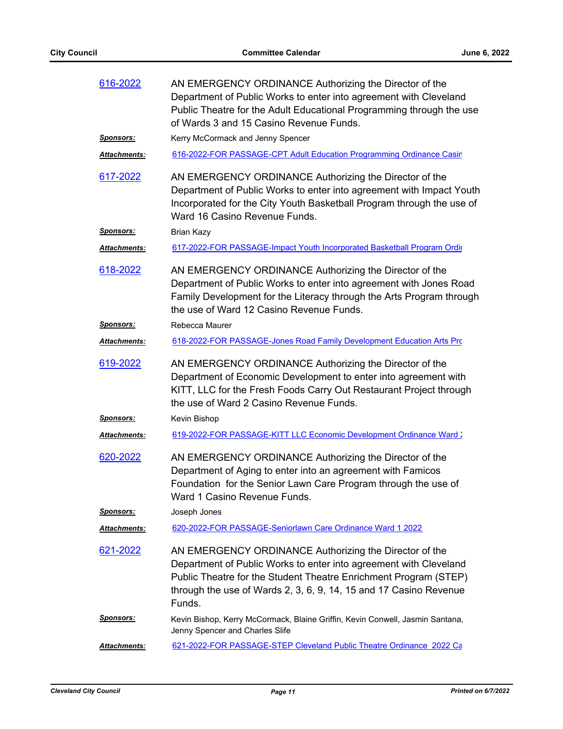616-2022

AN EMERGENCY ORDINANCE Authorizing the Director of the Department of Public Works to enter into agreement with Cleveland Public Theatre for the Adult Educational Programming through the use of Wards 3 and 15 Casino Revenue Funds.

***Sponsors:*** Kerry McCormack and Jenny Spencer

***Attachments:*** 616-2022-FOR PASSAGE-CPT Adult Education Programming Ordinance Casin

617-2022

AN EMERGENCY ORDINANCE Authorizing the Director of the Department of Public Works to enter into agreement with Impact Youth Incorporated for the City Youth Basketball Program through the use of Ward 16 Casino Revenue Funds.

***Sponsors:*** Brian Kazy

***Attachments:*** 617-2022-FOR PASSAGE-Impact Youth Incorporated Basketball Program Ordi

618-2022

AN EMERGENCY ORDINANCE Authorizing the Director of the Department of Public Works to enter into agreement with Jones Road Family Development for the Literacy through the Arts Program through the use of Ward 12 Casino Revenue Funds.

***Sponsors:*** Rebecca Maurer

***Attachments:*** 618-2022-FOR PASSAGE-Jones Road Family Development Education Arts Pro

619-2022

AN EMERGENCY ORDINANCE Authorizing the Director of the Department of Economic Development to enter into agreement with KITT, LLC for the Fresh Foods Carry Out Restaurant Project through the use of Ward 2 Casino Revenue Funds.

***Sponsors:*** Kevin Bishop

***Attachments:*** 619-2022-FOR PASSAGE-KITT LLC Economic Development Ordinance Ward 2

620-2022

AN EMERGENCY ORDINANCE Authorizing the Director of the Department of Aging to enter into an agreement with Famicos Foundation for the Senior Lawn Care Program through the use of Ward 1 Casino Revenue Funds.

***Sponsors:*** Joseph Jones

***Attachments:*** 620-2022-FOR PASSAGE-Seniorlawn Care Ordinance Ward 1 2022

621-2022

AN EMERGENCY ORDINANCE Authorizing the Director of the Department of Public Works to enter into agreement with Cleveland Public Theatre for the Student Theatre Enrichment Program (STEP) through the use of Wards 2, 3, 6, 9, 14, 15 and 17 Casino Revenue Funds.

***Sponsors:*** Kevin Bishop, Kerry McCormack, Blaine Griffin, Kevin Conwell, Jasmin Santana, Jenny Spencer and Charles Slife

***Attachments:*** 621-2022-FOR PASSAGE-STEP Cleveland Public Theatre Ordinance 2022 Ca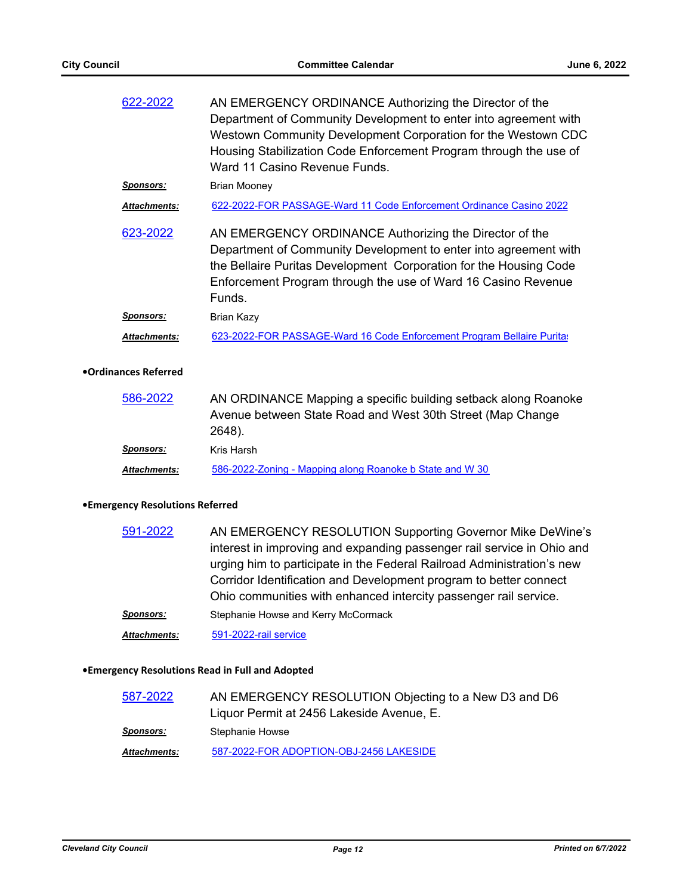[622-2022](#)

AN EMERGENCY ORDINANCE Authorizing the Director of the Department of Community Development to enter into agreement with Westown Community Development Corporation for the Westown CDC Housing Stabilization Code Enforcement Program through the use of Ward 11 Casino Revenue Funds.

***Sponsors:*** Brian Mooney

***Attachments:*** [622-2022-FOR PASSAGE-Ward 11 Code Enforcement Ordinance Casino 2022](#)

[623-2022](#)

AN EMERGENCY ORDINANCE Authorizing the Director of the Department of Community Development to enter into agreement with the Bellaire Puritas Development Corporation for the Housing Code Enforcement Program through the use of Ward 16 Casino Revenue Funds.

***Sponsors:*** Brian Kazy

***Attachments:*** [623-2022-FOR PASSAGE-Ward 16 Code Enforcement Program Bellaire Puritas](#)

**•Ordinances Referred**

[586-2022](#)

AN ORDINANCE Mapping a specific building setback along Roanoke Avenue between State Road and West 30th Street (Map Change 2648).

***Sponsors:*** Kris Harsh

***Attachments:*** [586-2022-Zoning - Mapping along Roanoke b State and W 30](#)

**•Emergency Resolutions Referred**

[591-2022](#)

AN EMERGENCY RESOLUTION Supporting Governor Mike DeWine's interest in improving and expanding passenger rail service in Ohio and urging him to participate in the Federal Railroad Administration's new Corridor Identification and Development program to better connect Ohio communities with enhanced intercity passenger rail service.

***Sponsors:*** Stephanie Howse and Kerry McCormack

***Attachments:*** [591-2022-rail service](#)

**•Emergency Resolutions Read in Full and Adopted**

[587-2022](#)

AN EMERGENCY RESOLUTION Objecting to a New D3 and D6 Liquor Permit at 2456 Lakeside Avenue, E.

***Sponsors:*** Stephanie Howse

***Attachments:*** [587-2022-FOR ADOPTION-OBJ-2456 LAKESIDE](#)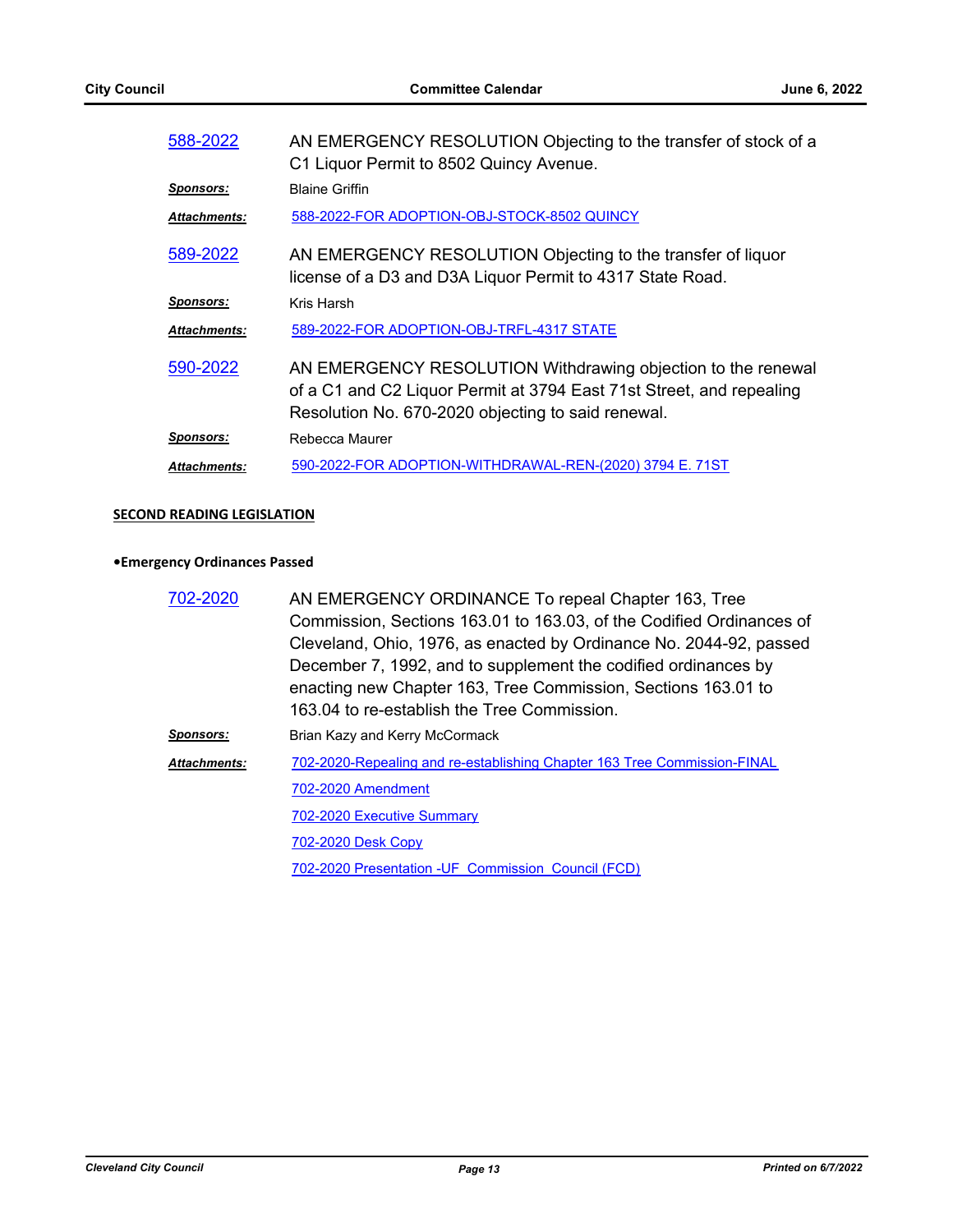**588-2022** AN EMERGENCY RESOLUTION Objecting to the transfer of stock of a C1 Liquor Permit to 8502 Quincy Avenue.

***Sponsors:*** Blaine Griffin

***Attachments:*** 588-2022-FOR ADOPTION-OBJ-STOCK-8502 QUINCY

**589-2022** AN EMERGENCY RESOLUTION Objecting to the transfer of liquor license of a D3 and D3A Liquor Permit to 4317 State Road.

***Sponsors:*** Kris Harsh

***Attachments:*** 589-2022-FOR ADOPTION-OBJ-TRFL-4317 STATE

**590-2022** AN EMERGENCY RESOLUTION Withdrawing objection to the renewal of a C1 and C2 Liquor Permit at 3794 East 71st Street, and repealing Resolution No. 670-2020 objecting to said renewal.

***Sponsors:*** Rebecca Maurer

***Attachments:*** 590-2022-FOR ADOPTION-WITHDRAWAL-REN-(2020) 3794 E. 71ST

## SECOND READING LEGISLATION

### •Emergency Ordinances Passed

**702-2020** AN EMERGENCY ORDINANCE To repeal Chapter 163, Tree Commission, Sections 163.01 to 163.03, of the Codified Ordinances of Cleveland, Ohio, 1976, as enacted by Ordinance No. 2044-92, passed December 7, 1992, and to supplement the codified ordinances by enacting new Chapter 163, Tree Commission, Sections 163.01 to 163.04 to re-establish the Tree Commission.

***Sponsors:*** Brian Kazy and Kerry McCormack

***Attachments:*** 702-2020-Repealing and re-establishing Chapter 163 Tree Commission-FINAL

702-2020 Amendment

702-2020 Executive Summary

702-2020 Desk Copy

702-2020 Presentation -UF Commission Council (FCD)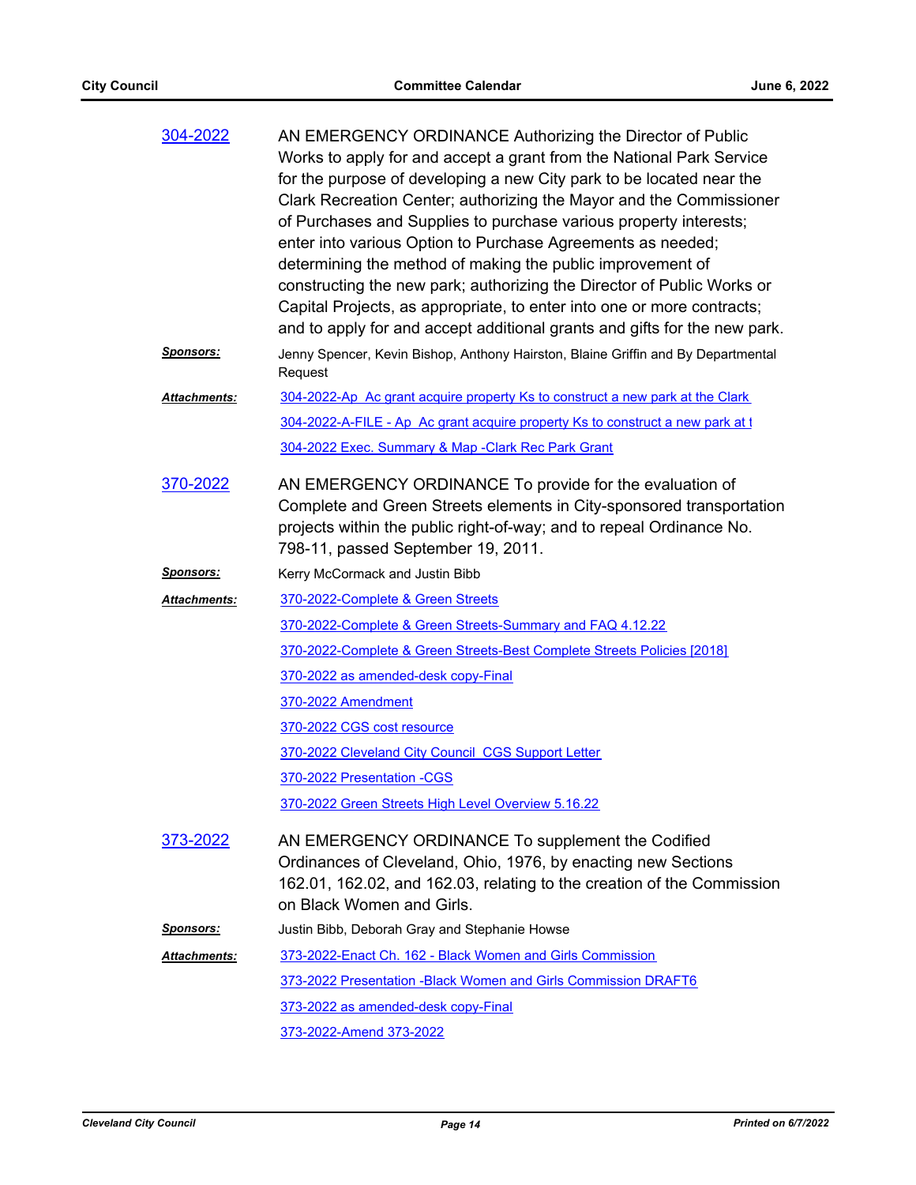**304-2022**

AN EMERGENCY ORDINANCE Authorizing the Director of Public Works to apply for and accept a grant from the National Park Service for the purpose of developing a new City park to be located near the Clark Recreation Center; authorizing the Mayor and the Commissioner of Purchases and Supplies to purchase various property interests; enter into various Option to Purchase Agreements as needed; determining the method of making the public improvement of constructing the new park; authorizing the Director of Public Works or Capital Projects, as appropriate, to enter into one or more contracts; and to apply for and accept additional grants and gifts for the new park.

***Sponsors:*** Jenny Spencer, Kevin Bishop, Anthony Hairston, Blaine Griffin and By Departmental Request

***Attachments:***
- 304-2022-Ap Ac grant acquire property Ks to construct a new park at the Clark
- 304-2022-A-FILE - Ap Ac grant acquire property Ks to construct a new park at t
- 304-2022 Exec. Summary & Map -Clark Rec Park Grant

**370-2022**

AN EMERGENCY ORDINANCE To provide for the evaluation of Complete and Green Streets elements in City-sponsored transportation projects within the public right-of-way; and to repeal Ordinance No. 798-11, passed September 19, 2011.

***Sponsors:*** Kerry McCormack and Justin Bibb

***Attachments:***
- 370-2022-Complete & Green Streets
- 370-2022-Complete & Green Streets-Summary and FAQ 4.12.22
- 370-2022-Complete & Green Streets-Best Complete Streets Policies [2018]
- 370-2022 as amended-desk copy-Final
- 370-2022 Amendment
- 370-2022 CGS cost resource
- 370-2022 Cleveland City Council CGS Support Letter
- 370-2022 Presentation -CGS
- 370-2022 Green Streets High Level Overview 5.16.22

**373-2022**

AN EMERGENCY ORDINANCE To supplement the Codified Ordinances of Cleveland, Ohio, 1976, by enacting new Sections 162.01, 162.02, and 162.03, relating to the creation of the Commission on Black Women and Girls.

***Sponsors:*** Justin Bibb, Deborah Gray and Stephanie Howse

***Attachments:***
- 373-2022-Enact Ch. 162 - Black Women and Girls Commission
- 373-2022 Presentation -Black Women and Girls Commission DRAFT6
- 373-2022 as amended-desk copy-Final
- 373-2022-Amend 373-2022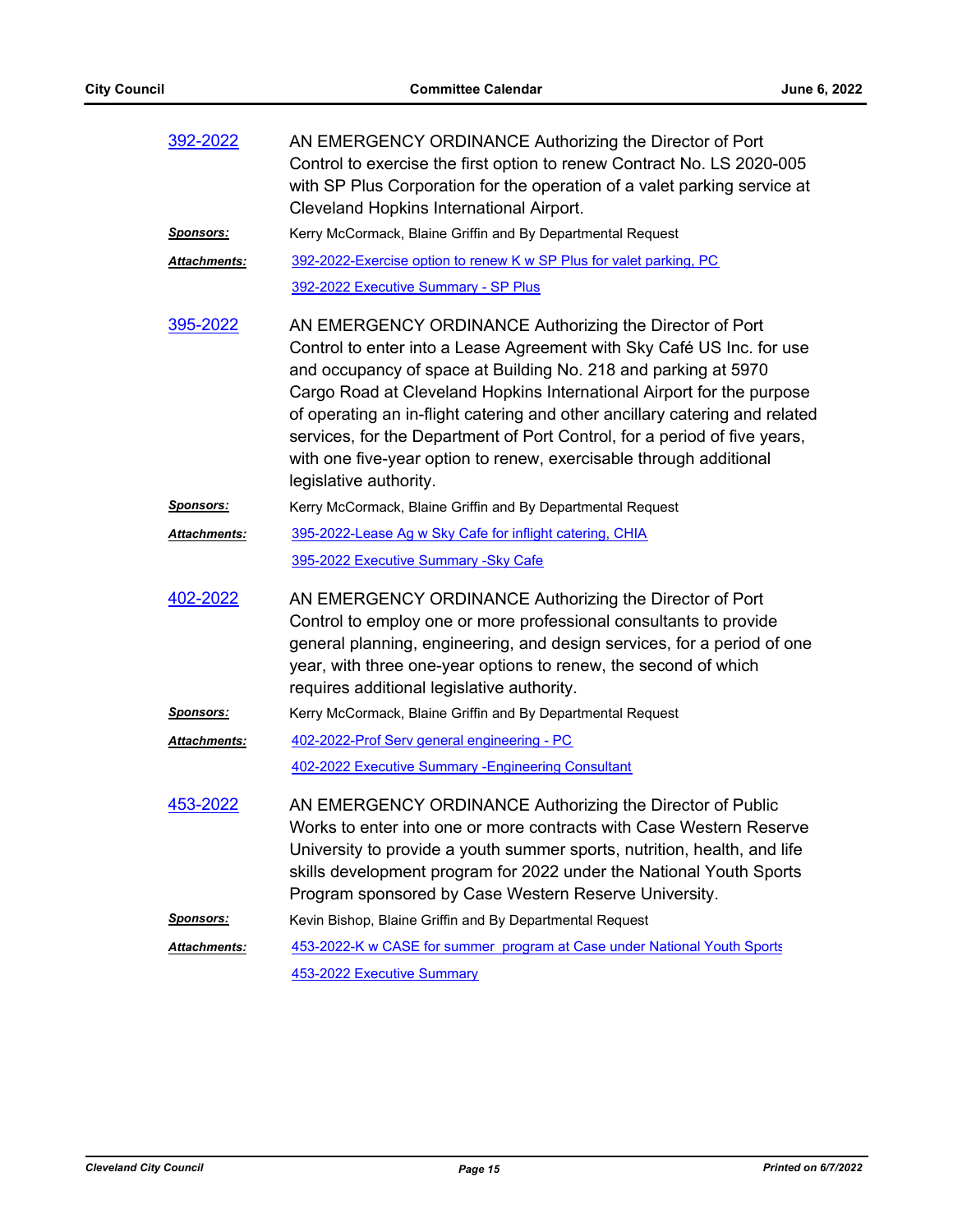**392-2022**

AN EMERGENCY ORDINANCE Authorizing the Director of Port Control to exercise the first option to renew Contract No. LS 2020-005 with SP Plus Corporation for the operation of a valet parking service at Cleveland Hopkins International Airport.

***Sponsors:*** Kerry McCormack, Blaine Griffin and By Departmental Request

***Attachments:*** 392-2022-Exercise option to renew K w SP Plus for valet parking, PC
392-2022 Executive Summary - SP Plus

**395-2022**

AN EMERGENCY ORDINANCE Authorizing the Director of Port Control to enter into a Lease Agreement with Sky Café US Inc. for use and occupancy of space at Building No. 218 and parking at 5970 Cargo Road at Cleveland Hopkins International Airport for the purpose of operating an in-flight catering and other ancillary catering and related services, for the Department of Port Control, for a period of five years, with one five-year option to renew, exercisable through additional legislative authority.

***Sponsors:*** Kerry McCormack, Blaine Griffin and By Departmental Request

***Attachments:*** 395-2022-Lease Ag w Sky Cafe for inflight catering, CHIA
395-2022 Executive Summary -Sky Cafe

**402-2022**

AN EMERGENCY ORDINANCE Authorizing the Director of Port Control to employ one or more professional consultants to provide general planning, engineering, and design services, for a period of one year, with three one-year options to renew, the second of which requires additional legislative authority.

***Sponsors:*** Kerry McCormack, Blaine Griffin and By Departmental Request

***Attachments:*** 402-2022-Prof Serv general engineering - PC
402-2022 Executive Summary -Engineering Consultant

**453-2022**

AN EMERGENCY ORDINANCE Authorizing the Director of Public Works to enter into one or more contracts with Case Western Reserve University to provide a youth summer sports, nutrition, health, and life skills development program for 2022 under the National Youth Sports Program sponsored by Case Western Reserve University.

***Sponsors:*** Kevin Bishop, Blaine Griffin and By Departmental Request

***Attachments:*** 453-2022-K w CASE for summer program at Case under National Youth Sports
453-2022 Executive Summary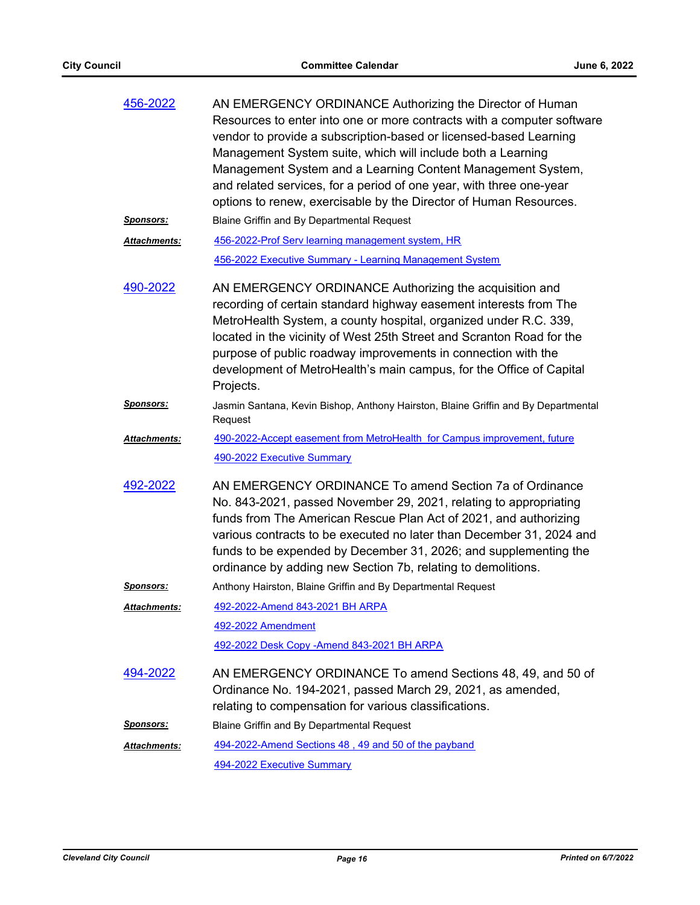**456-2022**

AN EMERGENCY ORDINANCE Authorizing the Director of Human Resources to enter into one or more contracts with a computer software vendor to provide a subscription-based or licensed-based Learning Management System suite, which will include both a Learning Management System and a Learning Content Management System, and related services, for a period of one year, with three one-year options to renew, exercisable by the Director of Human Resources.

***Sponsors:*** Blaine Griffin and By Departmental Request

***Attachments:*** 456-2022-Prof Serv learning management system, HR
456-2022 Executive Summary - Learning Management System

**490-2022**

AN EMERGENCY ORDINANCE Authorizing the acquisition and recording of certain standard highway easement interests from The MetroHealth System, a county hospital, organized under R.C. 339, located in the vicinity of West 25th Street and Scranton Road for the purpose of public roadway improvements in connection with the development of MetroHealth's main campus, for the Office of Capital Projects.

***Sponsors:*** Jasmin Santana, Kevin Bishop, Anthony Hairston, Blaine Griffin and By Departmental Request

***Attachments:*** 490-2022-Accept easement from MetroHealth for Campus improvement, future
490-2022 Executive Summary

**492-2022**

AN EMERGENCY ORDINANCE To amend Section 7a of Ordinance No. 843-2021, passed November 29, 2021, relating to appropriating funds from The American Rescue Plan Act of 2021, and authorizing various contracts to be executed no later than December 31, 2024 and funds to be expended by December 31, 2026; and supplementing the ordinance by adding new Section 7b, relating to demolitions.

***Sponsors:*** Anthony Hairston, Blaine Griffin and By Departmental Request

***Attachments:*** 492-2022-Amend 843-2021 BH ARPA
492-2022 Amendment
492-2022 Desk Copy -Amend 843-2021 BH ARPA

**494-2022**

AN EMERGENCY ORDINANCE To amend Sections 48, 49, and 50 of Ordinance No. 194-2021, passed March 29, 2021, as amended, relating to compensation for various classifications.

***Sponsors:*** Blaine Griffin and By Departmental Request

***Attachments:*** 494-2022-Amend Sections 48 , 49 and 50 of the payband
494-2022 Executive Summary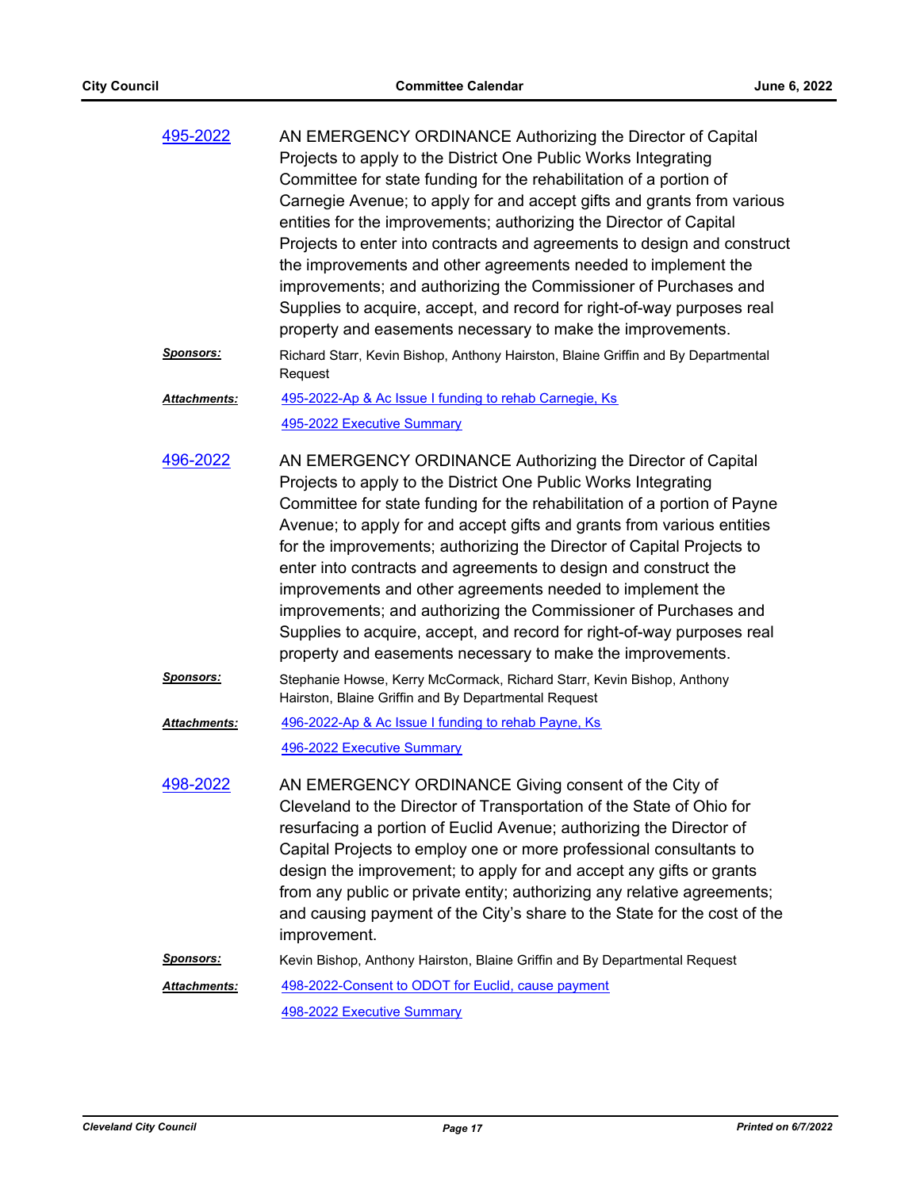495-2022

AN EMERGENCY ORDINANCE Authorizing the Director of Capital Projects to apply to the District One Public Works Integrating Committee for state funding for the rehabilitation of a portion of Carnegie Avenue; to apply for and accept gifts and grants from various entities for the improvements; authorizing the Director of Capital Projects to enter into contracts and agreements to design and construct the improvements and other agreements needed to implement the improvements; and authorizing the Commissioner of Purchases and Supplies to acquire, accept, and record for right-of-way purposes real property and easements necessary to make the improvements.

***Sponsors:*** Richard Starr, Kevin Bishop, Anthony Hairston, Blaine Griffin and By Departmental Request

***Attachments:*** 495-2022-Ap & Ac Issue I funding to rehab Carnegie, Ks

495-2022 Executive Summary

496-2022

AN EMERGENCY ORDINANCE Authorizing the Director of Capital Projects to apply to the District One Public Works Integrating Committee for state funding for the rehabilitation of a portion of Payne Avenue; to apply for and accept gifts and grants from various entities for the improvements; authorizing the Director of Capital Projects to enter into contracts and agreements to design and construct the improvements and other agreements needed to implement the improvements; and authorizing the Commissioner of Purchases and Supplies to acquire, accept, and record for right-of-way purposes real property and easements necessary to make the improvements.

***Sponsors:*** Stephanie Howse, Kerry McCormack, Richard Starr, Kevin Bishop, Anthony Hairston, Blaine Griffin and By Departmental Request

***Attachments:*** 496-2022-Ap & Ac Issue I funding to rehab Payne, Ks

496-2022 Executive Summary

498-2022

AN EMERGENCY ORDINANCE Giving consent of the City of Cleveland to the Director of Transportation of the State of Ohio for resurfacing a portion of Euclid Avenue; authorizing the Director of Capital Projects to employ one or more professional consultants to design the improvement; to apply for and accept any gifts or grants from any public or private entity; authorizing any relative agreements; and causing payment of the City's share to the State for the cost of the improvement.

***Sponsors:*** Kevin Bishop, Anthony Hairston, Blaine Griffin and By Departmental Request

***Attachments:*** 498-2022-Consent to ODOT for Euclid, cause payment

498-2022 Executive Summary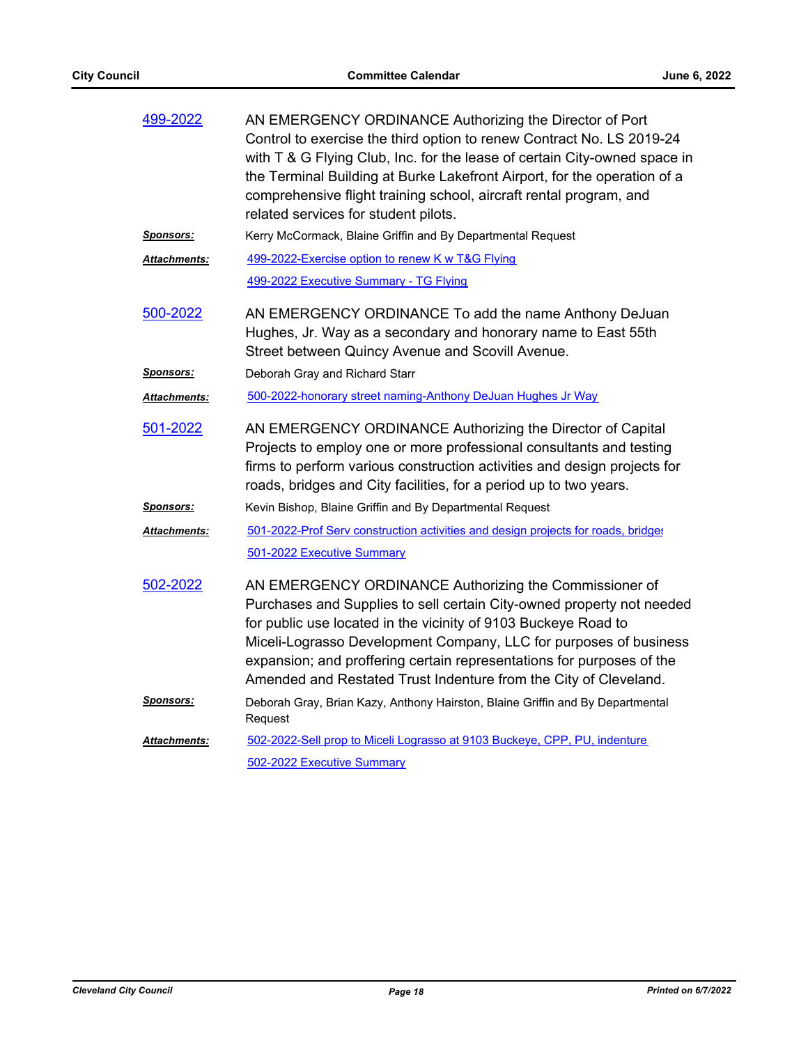**499-2022**

AN EMERGENCY ORDINANCE Authorizing the Director of Port Control to exercise the third option to renew Contract No. LS 2019-24 with T & G Flying Club, Inc. for the lease of certain City-owned space in the Terminal Building at Burke Lakefront Airport, for the operation of a comprehensive flight training school, aircraft rental program, and related services for student pilots.

***Sponsors:*** Kerry McCormack, Blaine Griffin and By Departmental Request

***Attachments:*** 499-2022-Exercise option to renew K w T&G Flying
499-2022 Executive Summary - TG Flying

**500-2022**

AN EMERGENCY ORDINANCE To add the name Anthony DeJuan Hughes, Jr. Way as a secondary and honorary name to East 55th Street between Quincy Avenue and Scovill Avenue.

***Sponsors:*** Deborah Gray and Richard Starr

***Attachments:*** 500-2022-honorary street naming-Anthony DeJuan Hughes Jr Way

**501-2022**

AN EMERGENCY ORDINANCE Authorizing the Director of Capital Projects to employ one or more professional consultants and testing firms to perform various construction activities and design projects for roads, bridges and City facilities, for a period up to two years.

***Sponsors:*** Kevin Bishop, Blaine Griffin and By Departmental Request

***Attachments:*** 501-2022-Prof Serv construction activities and design projects for roads, bridges
501-2022 Executive Summary

**502-2022**

AN EMERGENCY ORDINANCE Authorizing the Commissioner of Purchases and Supplies to sell certain City-owned property not needed for public use located in the vicinity of 9103 Buckeye Road to Miceli-Lograsso Development Company, LLC for purposes of business expansion; and proffering certain representations for purposes of the Amended and Restated Trust Indenture from the City of Cleveland.

***Sponsors:*** Deborah Gray, Brian Kazy, Anthony Hairston, Blaine Griffin and By Departmental Request

***Attachments:*** 502-2022-Sell prop to Miceli Lograsso at 9103 Buckeye, CPP, PU, indenture
502-2022 Executive Summary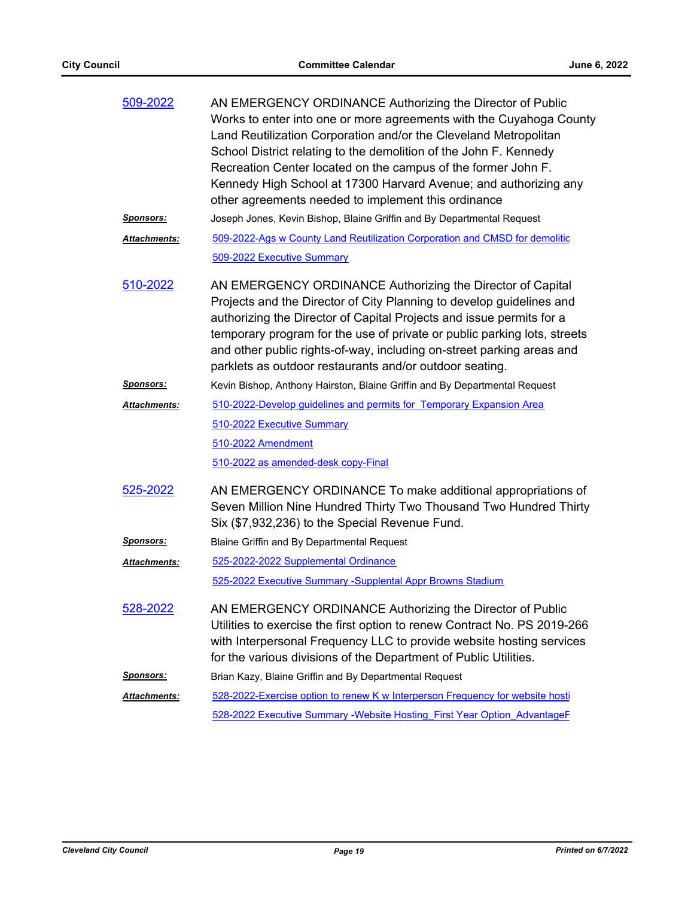**509-2022**

AN EMERGENCY ORDINANCE Authorizing the Director of Public Works to enter into one or more agreements with the Cuyahoga County Land Reutilization Corporation and/or the Cleveland Metropolitan School District relating to the demolition of the John F. Kennedy Recreation Center located on the campus of the former John F. Kennedy High School at 17300 Harvard Avenue; and authorizing any other agreements needed to implement this ordinance

***Sponsors:*** Joseph Jones, Kevin Bishop, Blaine Griffin and By Departmental Request

***Attachments:*** 509-2022-Ags w County Land Reutilization Corporation and CMSD for demolitic

509-2022 Executive Summary

**510-2022**

AN EMERGENCY ORDINANCE Authorizing the Director of Capital Projects and the Director of City Planning to develop guidelines and authorizing the Director of Capital Projects and issue permits for a temporary program for the use of private or public parking lots, streets and other public rights-of-way, including on-street parking areas and parklets as outdoor restaurants and/or outdoor seating.

***Sponsors:*** Kevin Bishop, Anthony Hairston, Blaine Griffin and By Departmental Request

***Attachments:*** 510-2022-Develop guidelines and permits for Temporary Expansion Area

510-2022 Executive Summary

510-2022 Amendment

510-2022 as amended-desk copy-Final

**525-2022**

AN EMERGENCY ORDINANCE To make additional appropriations of Seven Million Nine Hundred Thirty Two Thousand Two Hundred Thirty Six ($7,932,236) to the Special Revenue Fund.

***Sponsors:*** Blaine Griffin and By Departmental Request

***Attachments:*** 525-2022-2022 Supplemental Ordinance

525-2022 Executive Summary -Supplental Appr Browns Stadium

**528-2022**

AN EMERGENCY ORDINANCE Authorizing the Director of Public Utilities to exercise the first option to renew Contract No. PS 2019-266 with Interpersonal Frequency LLC to provide website hosting services for the various divisions of the Department of Public Utilities.

***Sponsors:*** Brian Kazy, Blaine Griffin and By Departmental Request

***Attachments:*** 528-2022-Exercise option to renew K w Interperson Frequency for website hosti

528-2022 Executive Summary -Website Hosting_First Year Option_AdvantageF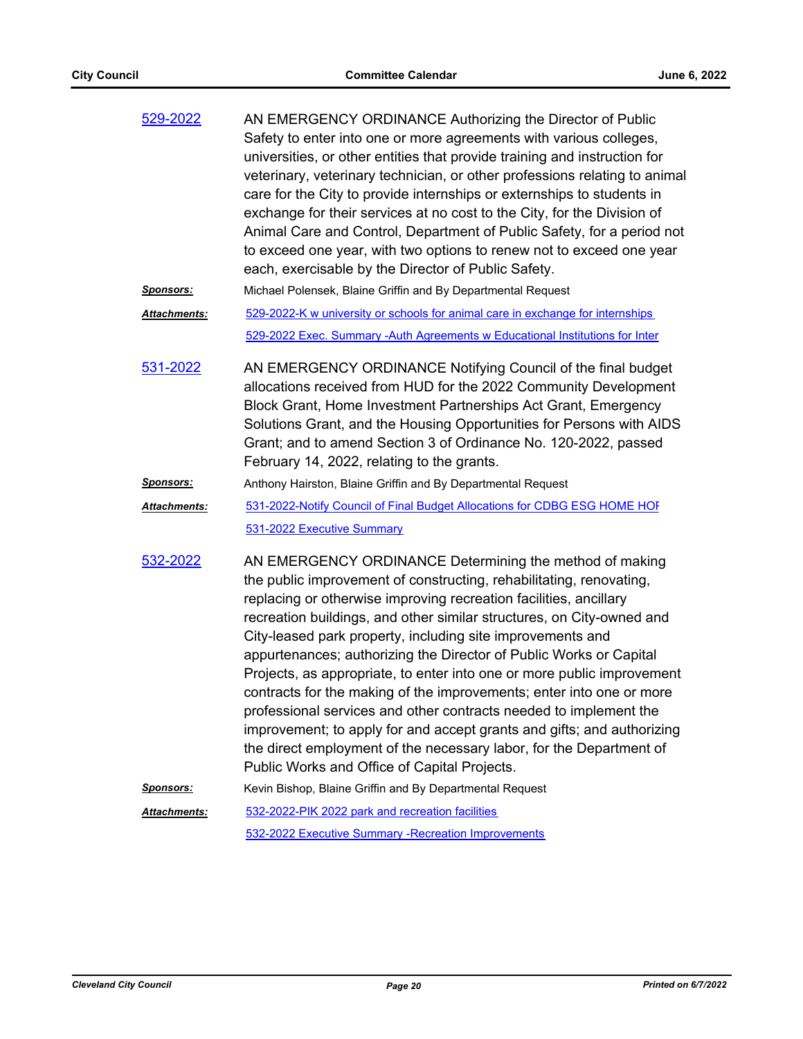529-2022

AN EMERGENCY ORDINANCE Authorizing the Director of Public Safety to enter into one or more agreements with various colleges, universities, or other entities that provide training and instruction for veterinary, veterinary technician, or other professions relating to animal care for the City to provide internships or externships to students in exchange for their services at no cost to the City, for the Division of Animal Care and Control, Department of Public Safety, for a period not to exceed one year, with two options to renew not to exceed one year each, exercisable by the Director of Public Safety.

***Sponsors:*** Michael Polensek, Blaine Griffin and By Departmental Request

***Attachments:*** 529-2022-K w university or schools for animal care in exchange for internships
529-2022 Exec. Summary -Auth Agreements w Educational Institutions for Inter

531-2022

AN EMERGENCY ORDINANCE Notifying Council of the final budget allocations received from HUD for the 2022 Community Development Block Grant, Home Investment Partnerships Act Grant, Emergency Solutions Grant, and the Housing Opportunities for Persons with AIDS Grant; and to amend Section 3 of Ordinance No. 120-2022, passed February 14, 2022, relating to the grants.

***Sponsors:*** Anthony Hairston, Blaine Griffin and By Departmental Request

***Attachments:*** 531-2022-Notify Council of Final Budget Allocations for CDBG ESG HOME HOF
531-2022 Executive Summary

532-2022

AN EMERGENCY ORDINANCE Determining the method of making the public improvement of constructing, rehabilitating, renovating, replacing or otherwise improving recreation facilities, ancillary recreation buildings, and other similar structures, on City-owned and City-leased park property, including site improvements and appurtenances; authorizing the Director of Public Works or Capital Projects, as appropriate, to enter into one or more public improvement contracts for the making of the improvements; enter into one or more professional services and other contracts needed to implement the improvement; to apply for and accept grants and gifts; and authorizing the direct employment of the necessary labor, for the Department of Public Works and Office of Capital Projects.

***Sponsors:*** Kevin Bishop, Blaine Griffin and By Departmental Request

***Attachments:*** 532-2022-PIK 2022 park and recreation facilities
532-2022 Executive Summary -Recreation Improvements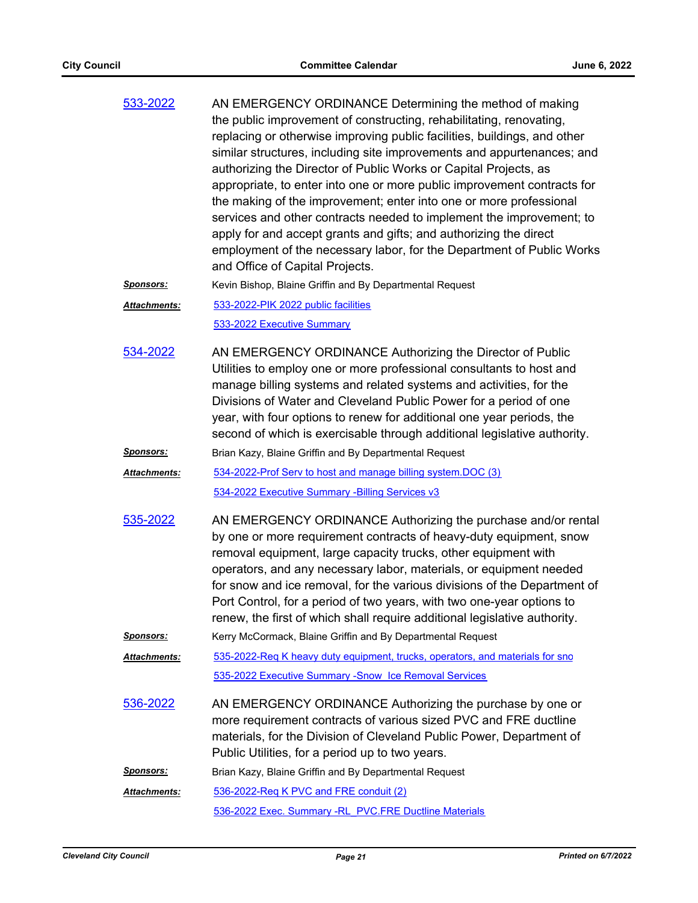**533-2022**

AN EMERGENCY ORDINANCE Determining the method of making the public improvement of constructing, rehabilitating, renovating, replacing or otherwise improving public facilities, buildings, and other similar structures, including site improvements and appurtenances; and authorizing the Director of Public Works or Capital Projects, as appropriate, to enter into one or more public improvement contracts for the making of the improvement; enter into one or more professional services and other contracts needed to implement the improvement; to apply for and accept grants and gifts; and authorizing the direct employment of the necessary labor, for the Department of Public Works and Office of Capital Projects.

***Sponsors:*** Kevin Bishop, Blaine Griffin and By Departmental Request

***Attachments:*** 533-2022-PIK 2022 public facilities
533-2022 Executive Summary

**534-2022**

AN EMERGENCY ORDINANCE Authorizing the Director of Public Utilities to employ one or more professional consultants to host and manage billing systems and related systems and activities, for the Divisions of Water and Cleveland Public Power for a period of one year, with four options to renew for additional one year periods, the second of which is exercisable through additional legislative authority.

***Sponsors:*** Brian Kazy, Blaine Griffin and By Departmental Request

***Attachments:*** 534-2022-Prof Serv to host and manage billing system.DOC (3)
534-2022 Executive Summary -Billing Services v3

**535-2022**

AN EMERGENCY ORDINANCE Authorizing the purchase and/or rental by one or more requirement contracts of heavy-duty equipment, snow removal equipment, large capacity trucks, other equipment with operators, and any necessary labor, materials, or equipment needed for snow and ice removal, for the various divisions of the Department of Port Control, for a period of two years, with two one-year options to renew, the first of which shall require additional legislative authority.

***Sponsors:*** Kerry McCormack, Blaine Griffin and By Departmental Request

***Attachments:*** 535-2022-Req K heavy duty equipment, trucks, operators, and materials for sno
535-2022 Executive Summary -Snow_Ice Removal Services

**536-2022**

AN EMERGENCY ORDINANCE Authorizing the purchase by one or more requirement contracts of various sized PVC and FRE ductline materials, for the Division of Cleveland Public Power, Department of Public Utilities, for a period up to two years.

***Sponsors:*** Brian Kazy, Blaine Griffin and By Departmental Request

***Attachments:*** 536-2022-Req K PVC and FRE conduit (2)
536-2022 Exec. Summary -RL_PVC.FRE Ductline Materials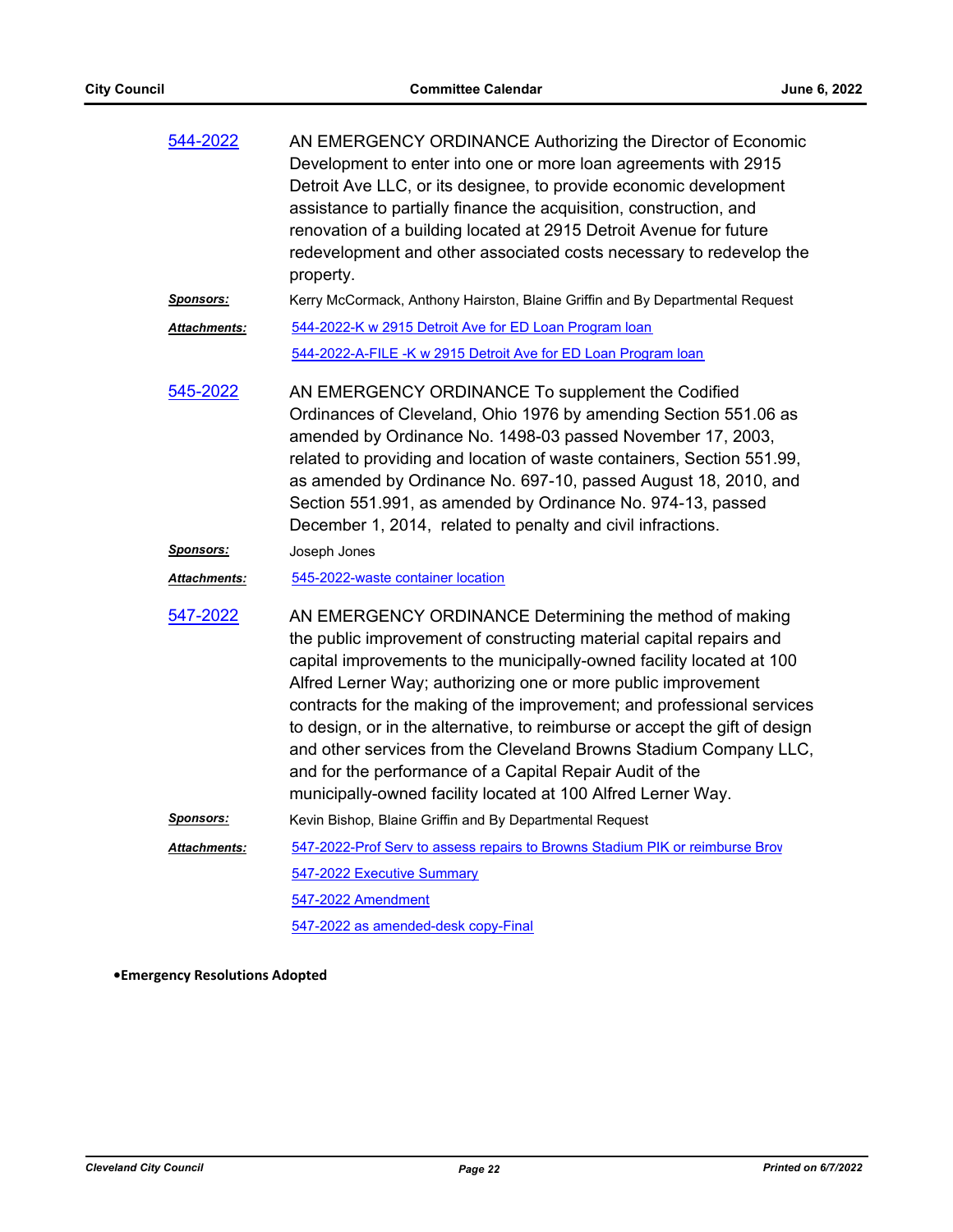**544-2022**

AN EMERGENCY ORDINANCE Authorizing the Director of Economic Development to enter into one or more loan agreements with 2915 Detroit Ave LLC, or its designee, to provide economic development assistance to partially finance the acquisition, construction, and renovation of a building located at 2915 Detroit Avenue for future redevelopment and other associated costs necessary to redevelop the property.

***Sponsors:*** Kerry McCormack, Anthony Hairston, Blaine Griffin and By Departmental Request

***Attachments:*** 544-2022-K w 2915 Detroit Ave for ED Loan Program loan
544-2022-A-FILE -K w 2915 Detroit Ave for ED Loan Program loan

**545-2022**

AN EMERGENCY ORDINANCE To supplement the Codified Ordinances of Cleveland, Ohio 1976 by amending Section 551.06 as amended by Ordinance No. 1498-03 passed November 17, 2003, related to providing and location of waste containers, Section 551.99, as amended by Ordinance No. 697-10, passed August 18, 2010, and Section 551.991, as amended by Ordinance No. 974-13, passed December 1, 2014, related to penalty and civil infractions.

***Sponsors:*** Joseph Jones

***Attachments:*** 545-2022-waste container location

**547-2022**

AN EMERGENCY ORDINANCE Determining the method of making the public improvement of constructing material capital repairs and capital improvements to the municipally-owned facility located at 100 Alfred Lerner Way; authorizing one or more public improvement contracts for the making of the improvement; and professional services to design, or in the alternative, to reimburse or accept the gift of design and other services from the Cleveland Browns Stadium Company LLC, and for the performance of a Capital Repair Audit of the municipally-owned facility located at 100 Alfred Lerner Way.

***Sponsors:*** Kevin Bishop, Blaine Griffin and By Departmental Request

***Attachments:*** 547-2022-Prof Serv to assess repairs to Browns Stadium PIK or reimburse Brov
547-2022 Executive Summary
547-2022 Amendment
547-2022 as amended-desk copy-Final

- **Emergency Resolutions Adopted**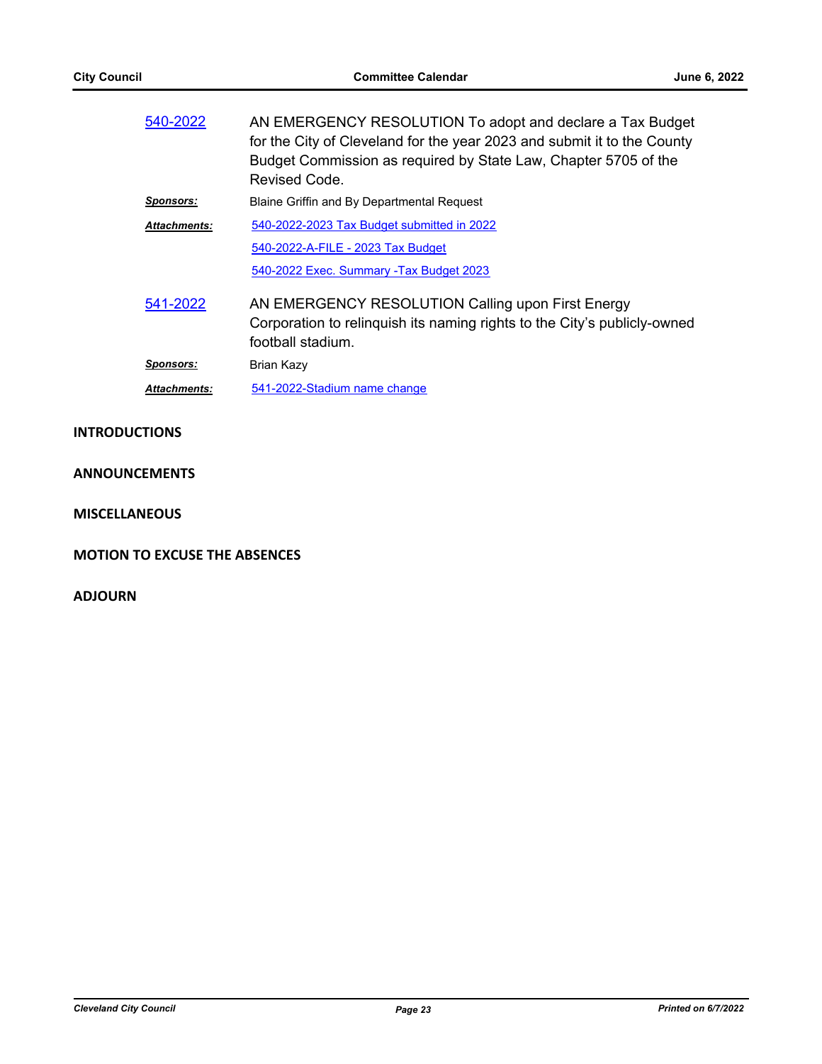**540-2022** AN EMERGENCY RESOLUTION To adopt and declare a Tax Budget for the City of Cleveland for the year 2023 and submit it to the County Budget Commission as required by State Law, Chapter 5705 of the Revised Code.

***Sponsors:*** Blaine Griffin and By Departmental Request

***Attachments:*** 540-2022-2023 Tax Budget submitted in 2022
540-2022-A-FILE - 2023 Tax Budget
540-2022 Exec. Summary -Tax Budget 2023

**541-2022** AN EMERGENCY RESOLUTION Calling upon First Energy Corporation to relinquish its naming rights to the City's publicly-owned football stadium.

***Sponsors:*** Brian Kazy

***Attachments:*** 541-2022-Stadium name change

## INTRODUCTIONS

## ANNOUNCEMENTS

## MISCELLANEOUS

## MOTION TO EXCUSE THE ABSENCES

## ADJOURN